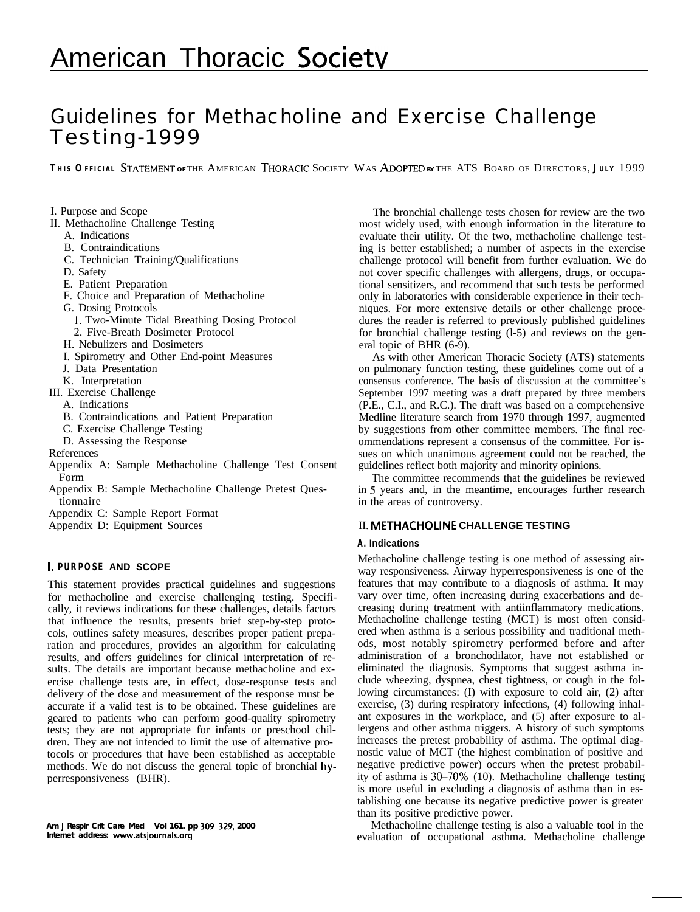# American Thoracic Society

## Guidelines for Methacholine and Exercise Challenge Testing-1999

THIS OFFICIAL STATEMENT OF THE AMERICAN THORACIC SOCIETY WAS ADOPTED BY THE ATS BOARD OF DIRECTORS, JULY 1999

- I. Purpose and Scope
- II. Methacholine Challenge Testing
  - A. Indications
  - B. Contraindications
  - C. Technician Training/Qualifications
  - D. Safety
  - E. Patient Preparation
  - F. Choice and Preparation of Methacholine
  - G. Dosing Protocols
    - 1. Two-Minute Tidal Breathing Dosing Protocol
    - 2. Five-Breath Dosimeter Protocol
  - H. Nebulizers and Dosimeters
  - I. Spirometry and Other End-point Measures
  - J. Data Presentation
  - K. Interpretation
- III. Exercise Challenge
  - A. Indications
  - B. Contraindications and Patient Preparation
  - C. Exercise Challenge Testing
  - D. Assessing the Response
- References
- Appendix A: Sample Methacholine Challenge Test Consent Form
- Appendix B: Sample Methacholine Challenge Pretest Questionnaire
- Appendix C: Sample Report Format
- Appendix D: Equipment Sources

### I. PURPOSE AND SCOPE

This statement provides practical guidelines and suggestions for methacholine and exercise challenging testing. Specifically, it reviews indications for these challenges, details factors that influence the results, presents brief step-by-step protocols, outlines safety measures, describes proper patient preparation and procedures, provides an algorithm for calculating results, and offers guidelines for clinical interpretation of results. The details are important because methacholine and exercise challenge tests are, in effect, dose-response tests and delivery of the dose and measurement of the response must be accurate if a valid test is to be obtained. These guidelines are geared to patients who can perform good-quality spirometry tests; they are not appropriate for infants or preschool children. They are not intended to limit the use of alternative protocols or procedures that have been established as acceptable methods. We do not discuss the general topic of bronchial hyperresponsiveness (BHR).

The bronchial challenge tests chosen for review are the two most widely used, with enough information in the literature to evaluate their utility. Of the two, methacholine challenge testing is better established; a number of aspects in the exercise challenge protocol will benefit from further evaluation. We do not cover specific challenges with allergens, drugs, or occupational sensitizers, and recommend that such tests be performed only in laboratories with considerable experience in their techniques. For more extensive details or other challenge procedures the reader is referred to previously published guidelines for bronchial challenge testing (1-5) and reviews on the general topic of BHR (6-9).

As with other American Thoracic Society (ATS) statements on pulmonary function testing, these guidelines come out of a consensus conference. The basis of discussion at the committee's September 1997 meeting was a draft prepared by three members (P.E., C.I., and R.C.). The draft was based on a comprehensive Medline literature search from 1970 through 1997, augmented by suggestions from other committee members. The final recommendations represent a consensus of the committee. For issues on which unanimous agreement could not be reached, the guidelines reflect both majority and minority opinions.

The committee recommends that the guidelines be reviewed in 5 years and, in the meantime, encourages further research in the areas of controversy.

### II. METHACHOLINE CHALLENGE TESTING

#### A. Indications

Methacholine challenge testing is one method of assessing airway responsiveness. Airway hyperresponsiveness is one of the features that may contribute to a diagnosis of asthma. It may vary over time, often increasing during exacerbations and decreasing during treatment with antiinflammatory medications. Methacholine challenge testing (MCT) is most often considered when asthma is a serious possibility and traditional methods, most notably spirometry performed before and after administration of a bronchodilator, have not established or eliminated the diagnosis. Symptoms that suggest asthma include wheezing, dyspnea, chest tightness, or cough in the following circumstances: (1) with exposure to cold air, (2) after exercise, (3) during respiratory infections, (4) following inhalant exposures in the workplace, and (5) after exposure to allergens and other asthma triggers. A history of such symptoms increases the pretest probability of asthma. The optimal diagnostic value of MCT (the highest combination of positive and negative predictive power) occurs when the pretest probability of asthma is 30–70% (10). Methacholine challenge testing is more useful in excluding a diagnosis of asthma than in establishing one because its negative predictive power is greater than its positive predictive power.

Methacholine challenge testing is also a valuable tool in the evaluation of occupational asthma. Methacholine challenge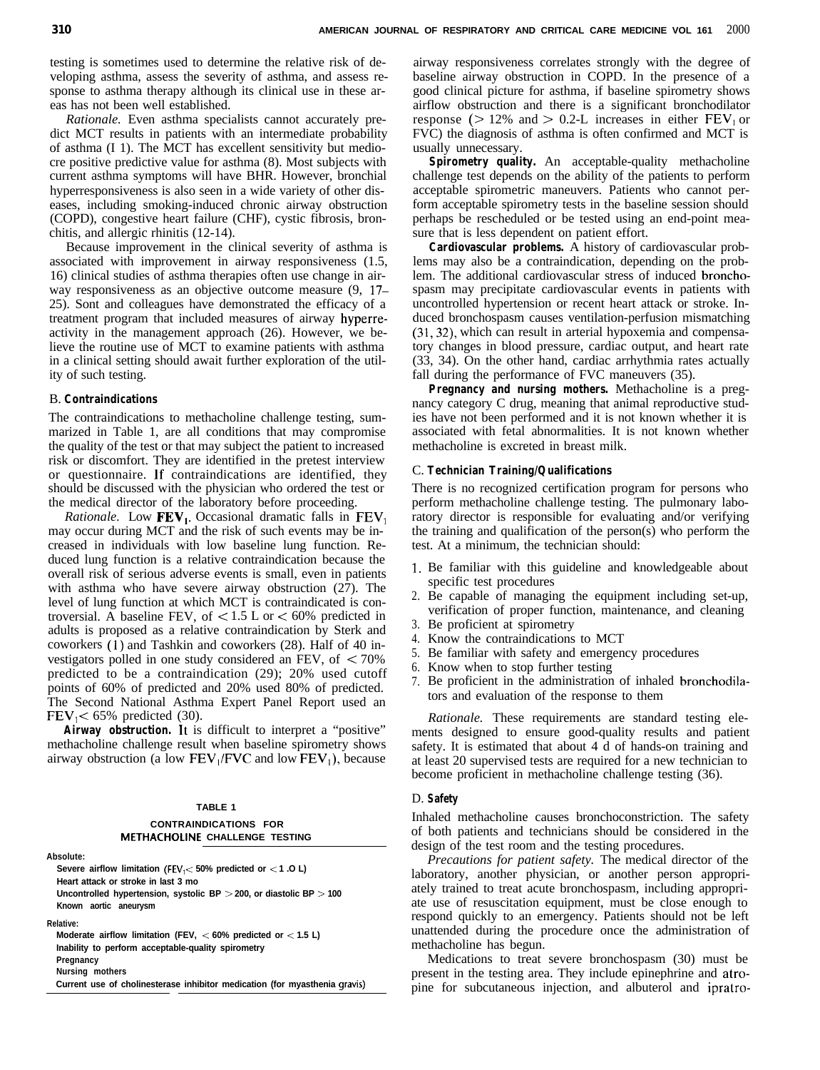testing is sometimes used to determine the relative risk of developing asthma, assess the severity of asthma, and assess response to asthma therapy although its clinical use in these areas has not been well established.

*Rationale.* Even asthma specialists cannot accurately predict MCT results in patients with an intermediate probability of asthma (I 1). The MCT has excellent sensitivity but mediocre positive predictive value for asthma (8). Most subjects with current asthma symptoms will have BHR. However, bronchial hyperresponsiveness is also seen in a wide variety of other diseases, including smoking-induced chronic airway obstruction (COPD), congestive heart failure (CHF), cystic fibrosis, bronchitis, and allergic rhinitis (12-14).

Because improvement in the clinical severity of asthma is associated with improvement in airway responsiveness (1.5, 16) clinical studies of asthma therapies often use change in airway responsiveness as an objective outcome measure (9, 17–25). Sont and colleagues have demonstrated the efficacy of a treatment program that included measures of airway hyperreactivity in the management approach (26). However, we believe the routine use of MCT to examine patients with asthma in a clinical setting should await further exploration of the utility of such testing.

### B. Contraindications

The contraindications to methacholine challenge testing, summarized in Table 1, are all conditions that may compromise the quality of the test or that may subject the patient to increased risk or discomfort. They are identified in the pretest interview or questionnaire. If contraindications are identified, they should be discussed with the physician who ordered the test or the medical director of the laboratory before proceeding.

*Rationale.* Low $FEV_1$. Occasional dramatic falls in $FEV_1$ may occur during MCT and the risk of such events may be increased in individuals with low baseline lung function. Reduced lung function is a relative contraindication because the overall risk of serious adverse events is small, even in patients with asthma who have severe airway obstruction (27). The level of lung function at which MCT is contraindicated is controversial. A baseline $FEV_1$ of $< 1.5$ L or $< 60\%$ predicted in adults is proposed as a relative contraindication by Sterk and coworkers (1) and Tashkin and coworkers (28). Half of 40 investigators polled in one study considered an $FEV_1$ of $< 70\%$ predicted to be a contraindication (29); 20% used cutoff points of 60% of predicted and 20% used 80% of predicted. The Second National Asthma Expert Panel Report used an $FEV_1 < 65\%$ predicted (30).

**Airway obstruction.** It is difficult to interpret a "positive" methacholine challenge result when baseline spirometry shows airway obstruction (a low $FEV_1/FVC$ and low $FEV_1$), because airway responsiveness correlates strongly with the degree of baseline airway obstruction in COPD. In the presence of a good clinical picture for asthma, if baseline spirometry shows airflow obstruction and there is a significant bronchodilator response ($> 12\%$ and $> 0.2$-L increases in either $FEV_1$ or FVC) the diagnosis of asthma is often confirmed and MCT is usually unnecessary.

**Spirometry quality.** An acceptable-quality methacholine challenge test depends on the ability of the patients to perform acceptable spirometric maneuvers. Patients who cannot perform acceptable spirometry tests in the baseline session should perhaps be rescheduled or be tested using an end-point measure that is less dependent on patient effort.

**Cardiovascular problems.** A history of cardiovascular problems may also be a contraindication, depending on the problem. The additional cardiovascular stress of induced bronchospasm may precipitate cardiovascular events in patients with uncontrolled hypertension or recent heart attack or stroke. Induced bronchospasm causes ventilation-perfusion mismatching (31, 32), which can result in arterial hypoxemia and compensatory changes in blood pressure, cardiac output, and heart rate (33, 34). On the other hand, cardiac arrhythmia rates actually fall during the performance of FVC maneuvers (35).

**Pregnancy and nursing mothers.** Methacholine is a pregnancy category C drug, meaning that animal reproductive studies have not been performed and it is not known whether it is associated with fetal abnormalities. It is not known whether methacholine is excreted in breast milk.

**TABLE 1**

**CONTRAINDICATIONS FOR METHACHOLINE CHALLENGE TESTING**

| |
|---|
| **Absolute:** |
| Severe airflow limitation ($FEV_1 < 50\%$ predicted or $< 1.0$ L) |
| Heart attack or stroke in last 3 mo |
| Uncontrolled hypertension, systolic BP $> 200$, or diastolic BP $> 100$ |
| Known aortic aneurysm |
| **Relative:** |
| Moderate airflow limitation ($FEV_1 < 60\%$ predicted or $< 1.5$ L) |
| Inability to perform acceptable-quality spirometry |
| Pregnancy |
| Nursing mothers |
| Current use of cholinesterase inhibitor medication (for myasthenia gravis) |

### C. Technician Training/Qualifications

There is no recognized certification program for persons who perform methacholine challenge testing. The pulmonary laboratory director is responsible for evaluating and/or verifying the training and qualification of the person(s) who perform the test. At a minimum, the technician should:

1. Be familiar with this guideline and knowledgeable about specific test procedures
2. Be capable of managing the equipment including set-up, verification of proper function, maintenance, and cleaning
3. Be proficient at spirometry
4. Know the contraindications to MCT
5. Be familiar with safety and emergency procedures
6. Know when to stop further testing
7. Be proficient in the administration of inhaled bronchodilators and evaluation of the response to them

*Rationale.* These requirements are standard testing elements designed to ensure good-quality results and patient safety. It is estimated that about 4 d of hands-on training and at least 20 supervised tests are required for a new technician to become proficient in methacholine challenge testing (36).

### D. Safety

Inhaled methacholine causes bronchoconstriction. The safety of both patients and technicians should be considered in the design of the test room and the testing procedures.

*Precautions for patient safety.* The medical director of the laboratory, another physician, or another person appropriately trained to treat acute bronchospasm, including appropriate use of resuscitation equipment, must be close enough to respond quickly to an emergency. Patients should not be left unattended during the procedure once the administration of methacholine has begun.

Medications to treat severe bronchospasm (30) must be present in the testing area. They include epinephrine and atropine for subcutaneous injection, and albuterol and ipratro-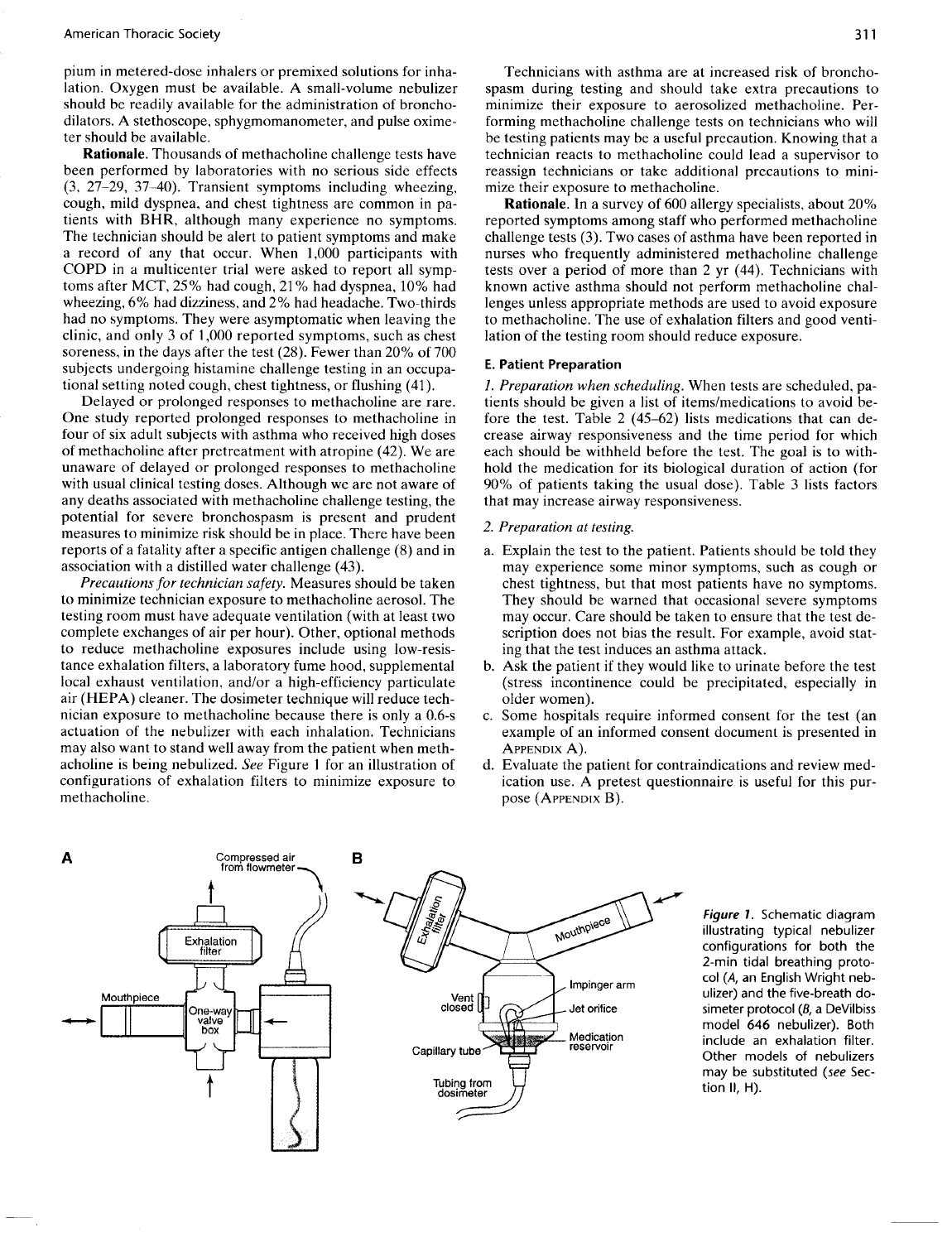pium in metered-dose inhalers or premixed solutions for inhalation. Oxygen must be available. A small-volume nebulizer should be readily available for the administration of bronchodilators. A stethoscope, sphygmomanometer, and pulse oximeter should be available.

**Rationale.** Thousands of methacholine challenge tests have been performed by laboratories with no serious side effects (3, 27–29, 37–40). Transient symptoms including wheezing, cough, mild dyspnea, and chest tightness are common in patients with BHR, although many experience no symptoms. The technician should be alert to patient symptoms and make a record of any that occur. When 1,000 participants with COPD in a multicenter trial were asked to report all symptoms after MCT, 25% had cough, 21% had dyspnea, 10% had wheezing, 6% had dizziness, and 2% had headache. Two-thirds had no symptoms. They were asymptomatic when leaving the clinic, and only 3 of 1,000 reported symptoms, such as chest soreness, in the days after the test (28). Fewer than 20% of 700 subjects undergoing histamine challenge testing in an occupational setting noted cough, chest tightness, or flushing (41).

Delayed or prolonged responses to methacholine are rare. One study reported prolonged responses to methacholine in four of six adult subjects with asthma who received high doses of methacholine after pretreatment with atropine (42). We are unaware of delayed or prolonged responses to methacholine with usual clinical testing doses. Although we are not aware of any deaths associated with methacholine challenge testing, the potential for severe bronchospasm is present and prudent measures to minimize risk should be in place. There have been reports of a fatality after a specific antigen challenge (8) and in association with a distilled water challenge (43).

*Precautions for technician safety.* Measures should be taken to minimize technician exposure to methacholine aerosol. The testing room must have adequate ventilation (with at least two complete exchanges of air per hour). Other, optional methods to reduce methacholine exposures include using low-resistance exhalation filters, a laboratory fume hood, supplemental local exhaust ventilation, and/or a high-efficiency particulate air (HEPA) cleaner. The dosimeter technique will reduce technician exposure to methacholine because there is only a 0.6-s actuation of the nebulizer with each inhalation. Technicians may also want to stand well away from the patient when methacholine is being nebulized. *See* Figure 1 for an illustration of configurations of exhalation filters to minimize exposure to methacholine.

Technicians with asthma are at increased risk of bronchospasm during testing and should take extra precautions to minimize their exposure to aerosolized methacholine. Performing methacholine challenge tests on technicians who will be testing patients may be a useful precaution. Knowing that a technician reacts to methacholine could lead a supervisor to reassign technicians or take additional precautions to minimize their exposure to methacholine.

**Rationale.** In a survey of 600 allergy specialists, about 20% reported symptoms among staff who performed methacholine challenge tests (3). Two cases of asthma have been reported in nurses who frequently administered methacholine challenge tests over a period of more than 2 yr (44). Technicians with known active asthma should not perform methacholine challenges unless appropriate methods are used to avoid exposure to methacholine. The use of exhalation filters and good ventilation of the testing room should reduce exposure.

### E. Patient Preparation

*1. Preparation when scheduling.* When tests are scheduled, patients should be given a list of items/medications to avoid before the test. Table 2 (45–62) lists medications that can decrease airway responsiveness and the time period for which each should be withheld before the test. The goal is to withhold the medication for its biological duration of action (for 90% of patients taking the usual dose). Table 3 lists factors that may increase airway responsiveness.

*2. Preparation at testing.*

a. Explain the test to the patient. Patients should be told they may experience some minor symptoms, such as cough or chest tightness, but that most patients have no symptoms. They should be warned that occasional severe symptoms may occur. Care should be taken to ensure that the test description does not bias the result. For example, avoid stating that the test induces an asthma attack.
b. Ask the patient if they would like to urinate before the test (stress incontinence could be precipitated, especially in older women).
c. Some hospitals require informed consent for the test (an example of an informed consent document is presented in Appendix A).
d. Evaluate the patient for contraindications and review medication use. A pretest questionnaire is useful for this purpose (Appendix B).

*Figure 1.* Schematic diagram illustrating typical nebulizer configurations for both the 2-min tidal breathing protocol (*A*, an English Wright nebulizer) and the five-breath dosimeter protocol (*B*, a DeVilbiss model 646 nebulizer). Both include an exhalation filter. Other models of nebulizers may be substituted (*see* Section II, H).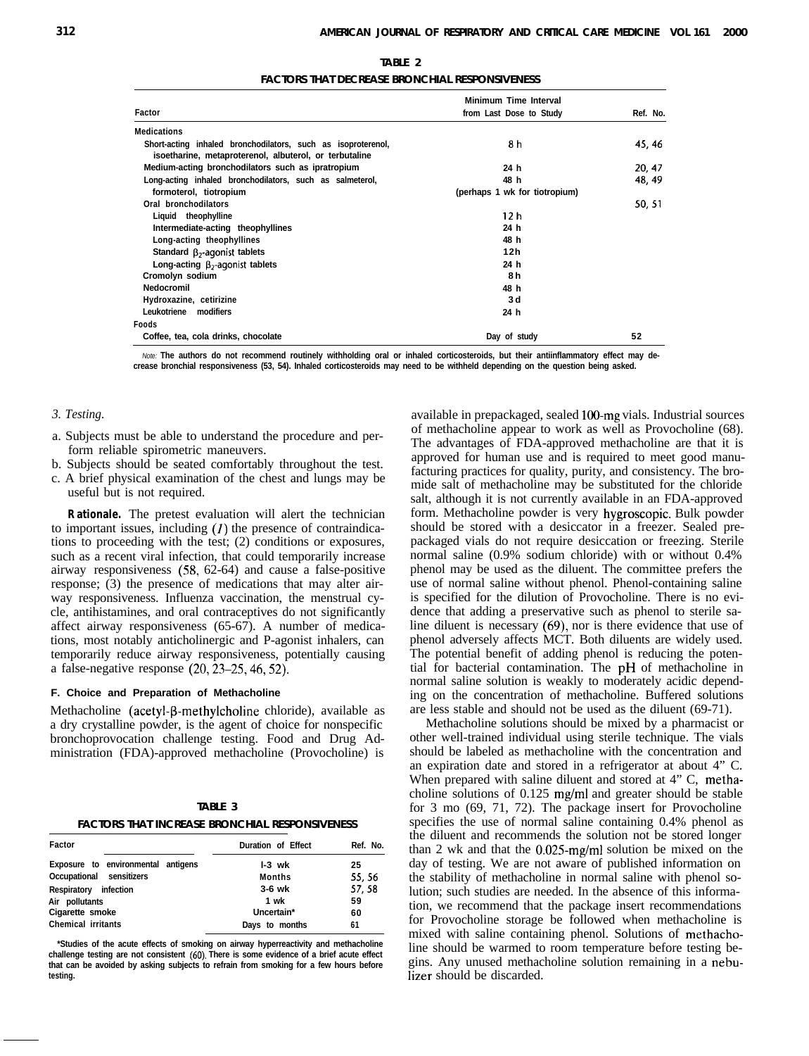**TABLE 2**

**FACTORS THAT DECREASE BRONCHIAL RESPONSIVENESS**

| Factor | Minimum Time Interval from Last Dose to Study | Ref. No. |
|---|---|---|
| **Medications** | | |
| Short-acting inhaled bronchodilators, such as isoproterenol, isoetharine, metaproterenol, albuterol, or terbutaline | 8 h | 45, 46 |
| Medium-acting bronchodilators such as ipratropium | 24 h | 20, 47 |
| Long-acting inhaled bronchodilators, such as salmeterol, formoterol, tiotropium | 48 h (perhaps 1 wk for tiotropium) | 48, 49 |
| Oral bronchodilators | | 50, 51 |
| Liquid theophylline | 12 h | |
| Intermediate-acting theophyllines | 24 h | |
| Long-acting theophyllines | 48 h | |
| Standard $\beta_2$-agonist tablets | 12h | |
| Long-acting $\beta_2$-agonist tablets | 24 h | |
| Cromolyn sodium | 8 h | |
| Nedocromil | 48 h | |
| Hydroxazine, cetirizine | 3 d | |
| Leukotriene modifiers | 24 h | |
| **Foods** | | |
| Coffee, tea, cola drinks, chocolate | Day of study | 52 |

*Note:* The authors do not recommend routinely withholding oral or inhaled corticosteroids, but their antiinflammatory effect may decrease bronchial responsiveness (53, 54). Inhaled corticosteroids may need to be withheld depending on the question being asked.

*3. Testing.*

a. Subjects must be able to understand the procedure and perform reliable spirometric maneuvers.
b. Subjects should be seated comfortably throughout the test.
c. A brief physical examination of the chest and lungs may be useful but is not required.

***Rationale.*** The pretest evaluation will alert the technician to important issues, including (*1*) the presence of contraindications to proceeding with the test; (2) conditions or exposures, such as a recent viral infection, that could temporarily increase airway responsiveness (58, 62-64) and cause a false-positive response; (3) the presence of medications that may alter airway responsiveness. Influenza vaccination, the menstrual cycle, antihistamines, and oral contraceptives do not significantly affect airway responsiveness (65-67). A number of medications, most notably anticholinergic and P-agonist inhalers, can temporarily reduce airway responsiveness, potentially causing a false-negative response (20, 23–25, 46, 52).

#### F. Choice and Preparation of Methacholine

Methacholine (acetyl-β-methylcholine chloride), available as a dry crystalline powder, is the agent of choice for nonspecific bronchoprovocation challenge testing. Food and Drug Administration (FDA)-approved methacholine (Provocholine) is available in prepackaged, sealed 100-mg vials. Industrial sources of methacholine appear to work as well as Provocholine (68). The advantages of FDA-approved methacholine are that it is approved for human use and is required to meet good manufacturing practices for quality, purity, and consistency. The bromide salt of methacholine may be substituted for the chloride salt, although it is not currently available in an FDA-approved form. Methacholine powder is very hygroscopic. Bulk powder should be stored with a desiccator in a freezer. Sealed prepackaged vials do not require desiccation or freezing. Sterile normal saline (0.9% sodium chloride) with or without 0.4% phenol may be used as the diluent. The committee prefers the use of normal saline without phenol. Phenol-containing saline is specified for the dilution of Provocholine. There is no evidence that adding a preservative such as phenol to sterile saline diluent is necessary (69), nor is there evidence that use of phenol adversely affects MCT. Both diluents are widely used. The potential benefit of adding phenol is reducing the potential for bacterial contamination. The pH of methacholine in normal saline solution is weakly to moderately acidic depending on the concentration of methacholine. Buffered solutions are less stable and should not be used as the diluent (69-71).

Methacholine solutions should be mixed by a pharmacist or other well-trained individual using sterile technique. The vials should be labeled as methacholine with the concentration and an expiration date and stored in a refrigerator at about 4" C. When prepared with saline diluent and stored at 4" C, methacholine solutions of 0.125 mg/ml and greater should be stable for 3 mo (69, 71, 72). The package insert for Provocholine specifies the use of normal saline containing 0.4% phenol as the diluent and recommends the solution not be stored longer than 2 wk and that the 0.025-mg/ml solution be mixed on the day of testing. We are not aware of published information on the stability of methacholine in normal saline with phenol solution; such studies are needed. In the absence of this information, we recommend that the package insert recommendations for Provocholine storage be followed when methacholine is mixed with saline containing phenol. Solutions of methacholine should be warmed to room temperature before testing begins. Any unused methacholine solution remaining in a nebulizer should be discarded.

**TABLE 3**

**FACTORS THAT INCREASE BRONCHIAL RESPONSIVENESS**

| Factor | Duration of Effect | Ref. No. |
|---|---|---|
| Exposure to environmental antigens | l-3 wk | 25 |
| Occupational sensitizers | Months | 55, 56 |
| Respiratory infection | 3-6 wk | 57, 58 |
| Air pollutants | 1 wk | 59 |
| Cigarette smoke | Uncertain* | 60 |
| Chemical irritants | Days to months | 61 |

*Studies of the acute effects of smoking on airway hyperreactivity and methacholine challenge testing are not consistent (60). There is some evidence of a brief acute effect that can be avoided by asking subjects to refrain from smoking for a few hours before testing.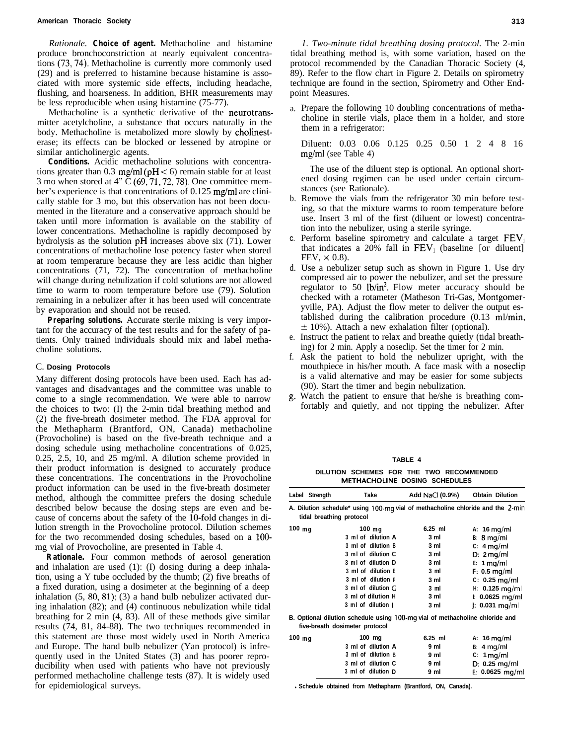*Rationale*. **Choice of agent.** Methacholine and histamine produce bronchoconstriction at nearly equivalent concentrations (73, 74). Methacholine is currently more commonly used (29) and is preferred to histamine because histamine is associated with more systemic side effects, including headache, flushing, and hoarseness. In addition, BHR measurements may be less reproducible when using histamine (75-77).

Methacholine is a synthetic derivative of the neurotransmitter acetylcholine, a substance that occurs naturally in the body. Methacholine is metabolized more slowly by cholinesterase; its effects can be blocked or lessened by atropine or similar anticholinergic agents.

**Conditions.** Acidic methacholine solutions with concentrations greater than 0.3 mg/ml ($pH < 6$) remain stable for at least 3 mo when stored at 4° C (69, 71, 72, 78). One committee member's experience is that concentrations of 0.125 mg/ml are clinically stable for 3 mo, but this observation has not been documented in the literature and a conservative approach should be taken until more information is available on the stability of lower concentrations. Methacholine is rapidly decomposed by hydrolysis as the solution pH increases above six (71). Lower concentrations of methacholine lose potency faster when stored at room temperature because they are less acidic than higher concentrations (71, 72). The concentration of methacholine will change during nebulization if cold solutions are not allowed time to warm to room temperature before use (79). Solution remaining in a nebulizer after it has been used will concentrate by evaporation and should not be reused.

**Preparing solutions.** Accurate sterile mixing is very important for the accuracy of the test results and for the safety of patients. Only trained individuals should mix and label methacholine solutions.

### C. Dosing Protocols

Many different dosing protocols have been used. Each has advantages and disadvantages and the committee was unable to come to a single recommendation. We were able to narrow the choices to two: (1) the 2-min tidal breathing method and (2) the five-breath dosimeter method. The FDA approval for the Methapharm (Brantford, ON, Canada) methacholine (Provocholine) is based on the five-breath technique and a dosing schedule using methacholine concentrations of 0.025, 0.25, 2.5, 10, and 25 mg/ml. A dilution scheme provided in their product information is designed to accurately produce these concentrations. The concentrations in the Provocholine product information can be used in the five-breath dosimeter method, although the committee prefers the dosing schedule described below because the dosing steps are even and because of concerns about the safety of the 10-fold changes in dilution strength in the Provocholine protocol. Dilution schemes for the two recommended dosing schedules, based on a 100-mg vial of Provocholine, are presented in Table 4.

**Rationale.** Four common methods of aerosol generation and inhalation are used (1): (1) dosing during a deep inhalation, using a Y tube occluded by the thumb; (2) five breaths of a fixed duration, using a dosimeter at the beginning of a deep inhalation (5, 80, 81); (3) a hand bulb nebulizer activated during inhalation (82); and (4) continuous nebulization while tidal breathing for 2 min (4, 83). All of these methods give similar results (74, 81, 84-88). The two techniques recommended in this statement are those most widely used in North America and Europe. The hand bulb nebulizer (Yan protocol) is infrequently used in the United States (3) and has poorer reproducibility when used with patients who have not previously performed methacholine challenge tests (87). It is widely used for epidemiological surveys.

*1. Two-minute tidal breathing dosing protocol.* The 2-min tidal breathing method is, with some variation, based on the protocol recommended by the Canadian Thoracic Society (4, 89). Refer to the flow chart in Figure 2. Details on spirometry technique are found in the section, Spirometry and Other Endpoint Measures.

a. Prepare the following 10 doubling concentrations of methacholine in sterile vials, place them in a holder, and store them in a refrigerator:

   Diluent: 0.03 0.06 0.125 0.25 0.50 1 2 4 8 16 mg/ml (see Table 4)

   The use of the diluent step is optional. An optional shortened dosing regimen can be used under certain circumstances (see Rationale).
b. Remove the vials from the refrigerator 30 min before testing, so that the mixture warms to room temperature before use. Insert 3 ml of the first (diluent or lowest) concentration into the nebulizer, using a sterile syringe.
c. Perform baseline spirometry and calculate a target $FEV_1$ that indicates a 20% fall in $FEV_1$ (baseline [or diluent] $FEV_1 \times 0.8$).
d. Use a nebulizer setup such as shown in Figure 1. Use dry compressed air to power the nebulizer, and set the pressure regulator to 50 lb/in². Flow meter accuracy should be checked with a rotameter (Matheson Tri-Gas, Montgomeryville, PA). Adjust the flow meter to deliver the output established during the calibration procedure (0.13 ml/min, ± 10%). Attach a new exhalation filter (optional).
e. Instruct the patient to relax and breathe quietly (tidal breathing) for 2 min. Apply a noseclip. Set the timer for 2 min.
f. Ask the patient to hold the nebulizer upright, with the mouthpiece in his/her mouth. A face mask with a noseclip is a valid alternative and may be easier for some subjects (90). Start the timer and begin nebulization.
g. Watch the patient to ensure that he/she is breathing comfortably and quietly, and not tipping the nebulizer. After

**TABLE 4**

**DILUTION SCHEMES FOR THE TWO RECOMMENDED METHACHOLINE DOSING SCHEDULES**

| Label Strength | Take | Add NaCl (0.9%) | Obtain Dilution |
|---|---|---|---|
| **A. Dilution schedule* using 100-mg vial of methacholine chloride and the 2-min tidal breathing protocol** | | | |
| 100 mg | 100 mg | 6.25 ml | A: 16 mg/ml |
| | 3 ml of dilution A | 3 ml | B: 8 mg/ml |
| | 3 ml of dilution B | 3 ml | C: 4 mg/ml |
| | 3 ml of dilution C | 3 ml | D: 2 mg/ml |
| | 3 ml of dilution D | 3 ml | E: 1 mg/ml |
| | 3 ml of dilution E | 3 ml | F: 0.5 mg/ml |
| | 3 ml of dilution F | 3 ml | G: 0.25 mg/ml |
| | 3 ml of dilution G | 3 ml | H: 0.125 mg/ml |
| | 3 ml of dilution H | 3 ml | I: 0.0625 mg/ml |
| | 3 ml of dilution I | 3 ml | J: 0.031 mg/ml |
| **B. Optional dilution schedule using 100-mg vial of methacholine chloride and five-breath dosimeter protocol** | | | |
| 100 mg | 100 mg | 6.25 ml | A: 16 mg/ml |
| | 3 ml of dilution A | 9 ml | B: 4 mg/ml |
| | 3 ml of dilution B | 9 ml | C: 1 mg/ml |
| | 3 ml of dilution C | 9 ml | D: 0.25 mg/ml |
| | 3 ml of dilution D | 9 ml | E: 0.0625 mg/ml |

* Schedule obtained from Methapharm (Brantford, ON, Canada).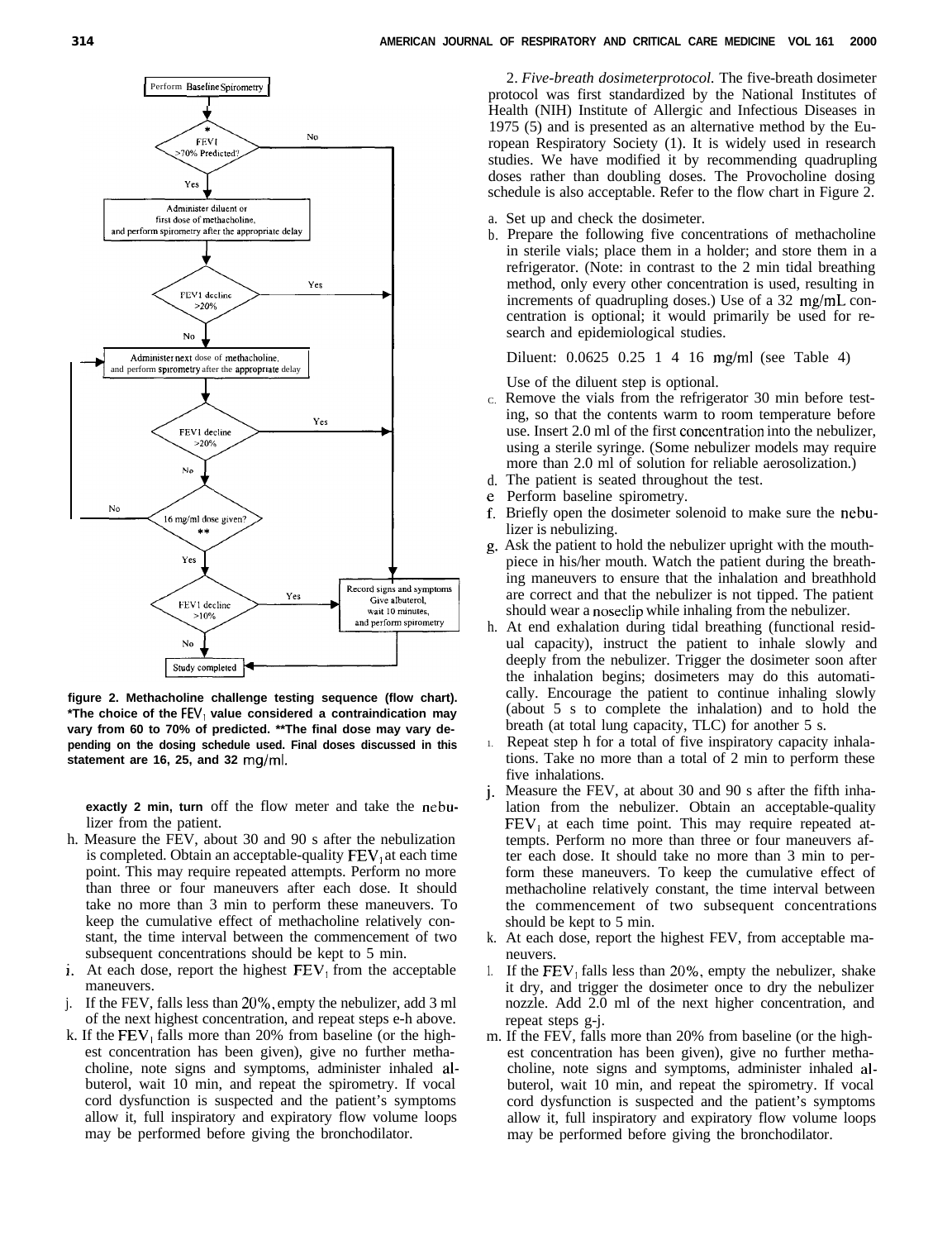figure 2. Methacholine challenge testing sequence (flow chart). *The choice of the $FEV_1$ value considered a contraindication may vary from 60 to 70% of predicted. **The final dose may vary depending on the dosing schedule used. Final doses discussed in this statement are 16, 25, and 32 mg/ml.

**exactly 2 min, turn** off the flow meter and take the nebulizer from the patient.

h. Measure the $FEV_1$ about 30 and 90 s after the nebulization is completed. Obtain an acceptable-quality $FEV_1$ at each time point. This may require repeated attempts. Perform no more than three or four maneuvers after each dose. It should take no more than 3 min to perform these maneuvers. To keep the cumulative effect of methacholine relatively constant, the time interval between the commencement of two subsequent concentrations should be kept to 5 min.

i. At each dose, report the highest $FEV_1$ from the acceptable maneuvers.

j. If the $FEV_1$ falls less than 20%, empty the nebulizer, add 3 ml of the next highest concentration, and repeat steps e-h above.

k. If the $FEV_1$ falls more than 20% from baseline (or the highest concentration has been given), give no further methacholine, note signs and symptoms, administer inhaled albuterol, wait 10 min, and repeat the spirometry. If vocal cord dysfunction is suspected and the patient's symptoms allow it, full inspiratory and expiratory flow volume loops may be performed before giving the bronchodilator.

2. *Five-breath dosimeter protocol.* The five-breath dosimeter protocol was first standardized by the National Institutes of Health (NIH) Institute of Allergic and Infectious Diseases in 1975 (5) and is presented as an alternative method by the European Respiratory Society (1). It is widely used in research studies. We have modified it by recommending quadrupling doses rather than doubling doses. The Provocholine dosing schedule is also acceptable. Refer to the flow chart in Figure 2.

a. Set up and check the dosimeter.

b. Prepare the following five concentrations of methacholine in sterile vials; place them in a holder; and store them in a refrigerator. (Note: in contrast to the 2 min tidal breathing method, only every other concentration is used, resulting in increments of quadrupling doses.) Use of a 32 mg/mL concentration is optional; it would primarily be used for research and epidemiological studies.

Diluent: 0.0625 0.25 1 4 16 mg/ml (see Table 4)

Use of the diluent step is optional.

c. Remove the vials from the refrigerator 30 min before testing, so that the contents warm to room temperature before use. Insert 2.0 ml of the first concentration into the nebulizer, using a sterile syringe. (Some nebulizer models may require more than 2.0 ml of solution for reliable aerosolization.)

d. The patient is seated throughout the test.

e. Perform baseline spirometry.

f. Briefly open the dosimeter solenoid to make sure the nebulizer is nebulizing.

g. Ask the patient to hold the nebulizer upright with the mouthpiece in his/her mouth. Watch the patient during the breathing maneuvers to ensure that the inhalation and breathhold are correct and that the nebulizer is not tipped. The patient should wear a noseclip while inhaling from the nebulizer.

h. At end exhalation during tidal breathing (functional residual capacity), instruct the patient to inhale slowly and deeply from the nebulizer. Trigger the dosimeter soon after the inhalation begins; dosimeters may do this automatically. Encourage the patient to continue inhaling slowly (about 5 s to complete the inhalation) and to hold the breath (at total lung capacity, TLC) for another 5 s.

i. Repeat step h for a total of five inspiratory capacity inhalations. Take no more than a total of 2 min to perform these five inhalations.

j. Measure the $FEV_1$ at about 30 and 90 s after the fifth inhalation from the nebulizer. Obtain an acceptable-quality $FEV_1$ at each time point. This may require repeated attempts. Perform no more than three or four maneuvers after each dose. It should take no more than 3 min to perform these maneuvers. To keep the cumulative effect of methacholine relatively constant, the time interval between the commencement of two subsequent concentrations should be kept to 5 min.

k. At each dose, report the highest $FEV_1$ from acceptable maneuvers.

l. If the $FEV_1$ falls less than 20%, empty the nebulizer, shake it dry, and trigger the dosimeter once to dry the nebulizer nozzle. Add 2.0 ml of the next higher concentration, and repeat steps g-j.

m. If the $FEV_1$ falls more than 20% from baseline (or the highest concentration has been given), give no further methacholine, note signs and symptoms, administer inhaled albuterol, wait 10 min, and repeat the spirometry. If vocal cord dysfunction is suspected and the patient's symptoms allow it, full inspiratory and expiratory flow volume loops may be performed before giving the bronchodilator.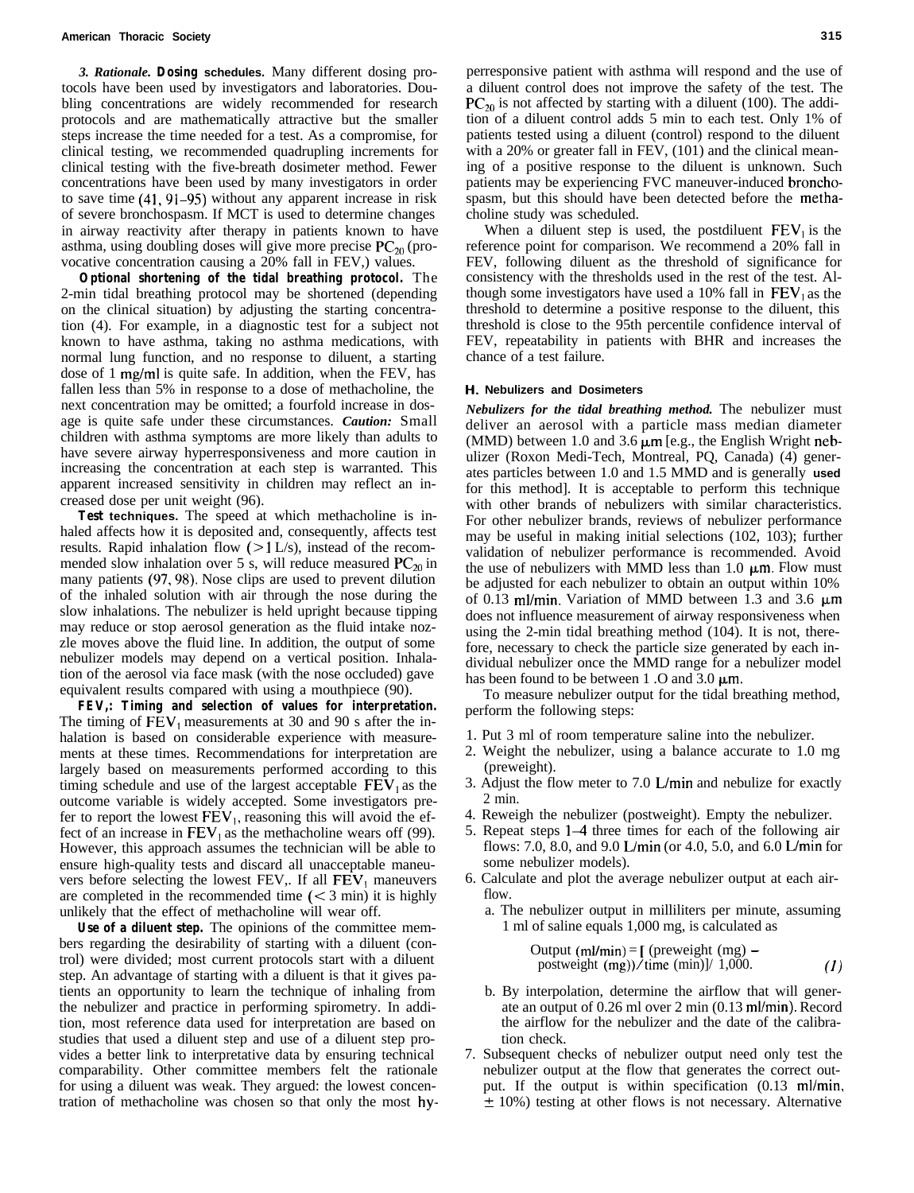***3. Rationale.*** **Dosing schedules.** Many different dosing protocols have been used by investigators and laboratories. Doubling concentrations are widely recommended for research protocols and are mathematically attractive but the smaller steps increase the time needed for a test. As a compromise, for clinical testing, we recommended quadrupling increments for clinical testing with the five-breath dosimeter method. Fewer concentrations have been used by many investigators in order to save time (41, 91–95) without any apparent increase in risk of severe bronchospasm. If MCT is used to determine changes in airway reactivity after therapy in patients known to have asthma, using doubling doses will give more precise $PC_{20}$ (provocative concentration causing a 20% fall in $FEV_1$) values.

**Optional shortening of the tidal breathing protocol.** The 2-min tidal breathing protocol may be shortened (depending on the clinical situation) by adjusting the starting concentration (4). For example, in a diagnostic test for a subject not known to have asthma, taking no asthma medications, with normal lung function, and no response to diluent, a starting dose of 1 mg/ml is quite safe. In addition, when the $FEV_1$ has fallen less than 5% in response to a dose of methacholine, the next concentration may be omitted; a fourfold increase in dosage is quite safe under these circumstances. ***Caution:*** Small children with asthma symptoms are more likely than adults to have severe airway hyperresponsiveness and more caution in increasing the concentration at each step is warranted. This apparent increased sensitivity in children may reflect an increased dose per unit weight (96).

**Test techniques.** The speed at which methacholine is inhaled affects how it is deposited and, consequently, affects test results. Rapid inhalation flow (> 1 L/s), instead of the recommended slow inhalation over 5 s, will reduce measured $PC_{20}$ in many patients (97, 98). Nose clips are used to prevent dilution of the inhaled solution with air through the nose during the slow inhalations. The nebulizer is held upright because tipping may reduce or stop aerosol generation as the fluid intake nozzle moves above the fluid line. In addition, the output of some nebulizer models may depend on a vertical position. Inhalation of the aerosol via face mask (with the nose occluded) gave equivalent results compared with using a mouthpiece (90).

**$FEV_1$: Timing and selection of values for interpretation.** The timing of $FEV_1$ measurements at 30 and 90 s after the inhalation is based on considerable experience with measurements at these times. Recommendations for interpretation are largely based on measurements performed according to this timing schedule and use of the largest acceptable $FEV_1$ as the outcome variable is widely accepted. Some investigators prefer to report the lowest $FEV_1$, reasoning this will avoid the effect of an increase in $FEV_1$ as the methacholine wears off (99). However, this approach assumes the technician will be able to ensure high-quality tests and discard all unacceptable maneuvers before selecting the lowest $FEV_1$. If all $FEV_1$ maneuvers are completed in the recommended time (< 3 min) it is highly unlikely that the effect of methacholine will wear off.

**Use of a diluent step.** The opinions of the committee members regarding the desirability of starting with a diluent (control) were divided; most current protocols start with a diluent step. An advantage of starting with a diluent is that it gives patients an opportunity to learn the technique of inhaling from the nebulizer and practice in performing spirometry. In addition, most reference data used for interpretation are based on studies that used a diluent step and use of a diluent step provides a better link to interpretative data by ensuring technical comparability. Other committee members felt the rationale for using a diluent was weak. They argued: the lowest concentration of methacholine was chosen so that only the most hyperresponsive patient with asthma will respond and the use of a diluent control does not improve the safety of the test. The $PC_{20}$ is not affected by starting with a diluent (100). The addition of a diluent control adds 5 min to each test. Only 1% of patients tested using a diluent (control) respond to the diluent with a 20% or greater fall in $FEV_1$ (101) and the clinical meaning of a positive response to the diluent is unknown. Such patients may be experiencing FVC maneuver-induced bronchospasm, but this should have been detected before the methacholine study was scheduled.

When a diluent step is used, the postdiluent $FEV_1$ is the reference point for comparison. We recommend a 20% fall in $FEV_1$ following diluent as the threshold of significance for consistency with the thresholds used in the rest of the test. Although some investigators have used a 10% fall in $FEV_1$ as the threshold to determine a positive response to the diluent, this threshold is close to the 95th percentile confidence interval of $FEV_1$ repeatability in patients with BHR and increases the chance of a test failure.

## H. Nebulizers and Dosimeters

***Nebulizers for the tidal breathing method.*** The nebulizer must deliver an aerosol with a particle mass median diameter (MMD) between 1.0 and 3.6 μm [e.g., the English Wright nebulizer (Roxon Medi-Tech, Montreal, PQ, Canada) (4) generates particles between 1.0 and 1.5 MMD and is generally used for this method]. It is acceptable to perform this technique with other brands of nebulizers with similar characteristics. For other nebulizer brands, reviews of nebulizer performance may be useful in making initial selections (102, 103); further validation of nebulizer performance is recommended. Avoid the use of nebulizers with MMD less than 1.0 μm. Flow must be adjusted for each nebulizer to obtain an output within 10% of 0.13 ml/min. Variation of MMD between 1.3 and 3.6 μm does not influence measurement of airway responsiveness when using the 2-min tidal breathing method (104). It is not, therefore, necessary to check the particle size generated by each individual nebulizer once the MMD range for a nebulizer model has been found to be between 1.0 and 3.0 μm.

To measure nebulizer output for the tidal breathing method, perform the following steps:

1. Put 3 ml of room temperature saline into the nebulizer.
2. Weight the nebulizer, using a balance accurate to 1.0 mg (preweight).
3. Adjust the flow meter to 7.0 L/min and nebulize for exactly 2 min.
4. Reweigh the nebulizer (postweight). Empty the nebulizer.
5. Repeat steps 1–4 three times for each of the following air flows: 7.0, 8.0, and 9.0 L/min (or 4.0, 5.0, and 6.0 L/min for some nebulizer models).
6. Calculate and plot the average nebulizer output at each airflow.
   a. The nebulizer output in milliliters per minute, assuming 1 ml of saline equals 1,000 mg, is calculated as

$$\text{Output (ml/min)} = [\text{(preweight (mg)} - \text{postweight (mg))/time (min)}]/\ 1{,}000. \qquad (1)$$

   b. By interpolation, determine the airflow that will generate an output of 0.26 ml over 2 min (0.13 ml/min). Record the airflow for the nebulizer and the date of the calibration check.
7. Subsequent checks of nebulizer output need only test the nebulizer output at the flow that generates the correct output. If the output is within specification (0.13 ml/min, ± 10%) testing at other flows is not necessary. Alternative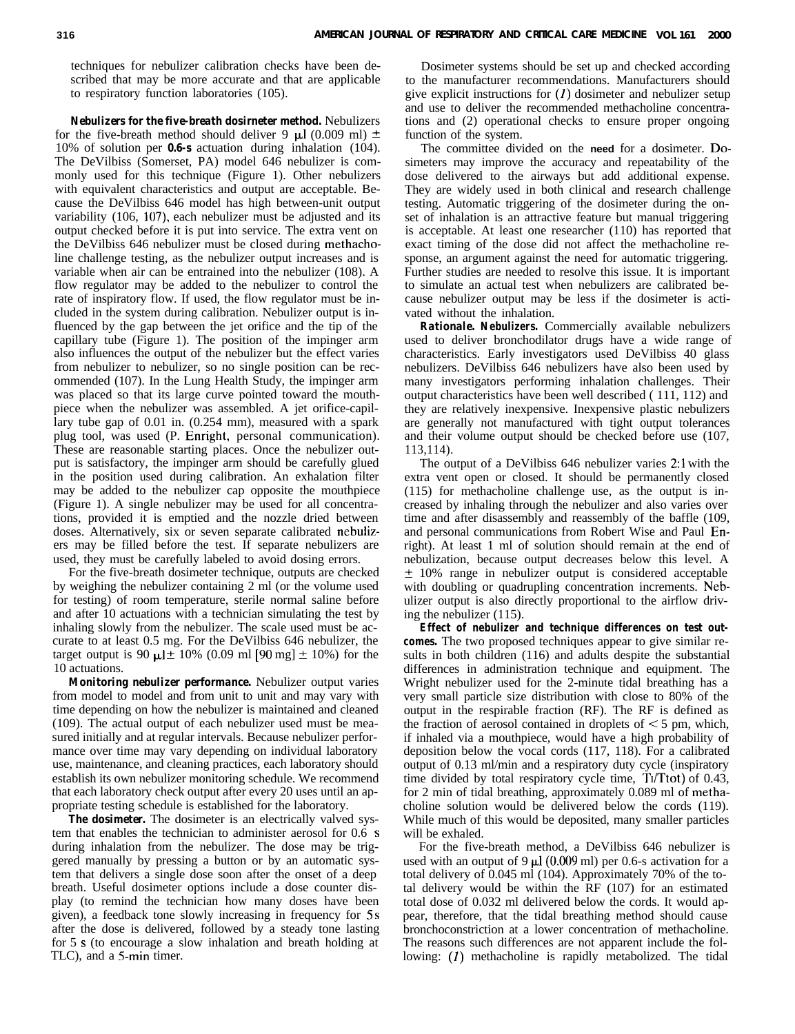techniques for nebulizer calibration checks have been described that may be more accurate and that are applicable to respiratory function laboratories (105).

**Nebulizers for the five-breath dosimeter method.** Nebulizers for the five-breath method should deliver 9 μl (0.009 ml) ± 10% of solution per 0.6-s actuation during inhalation (104). The DeVilbiss (Somerset, PA) model 646 nebulizer is commonly used for this technique (Figure 1). Other nebulizers with equivalent characteristics and output are acceptable. Because the DeVilbiss 646 model has high between-unit output variability (106, 107), each nebulizer must be adjusted and its output checked before it is put into service. The extra vent on the DeVilbiss 646 nebulizer must be closed during methacholine challenge testing, as the nebulizer output increases and is variable when air can be entrained into the nebulizer (108). A flow regulator may be added to the nebulizer to control the rate of inspiratory flow. If used, the flow regulator must be included in the system during calibration. Nebulizer output is influenced by the gap between the jet orifice and the tip of the capillary tube (Figure 1). The position of the impinger arm also influences the output of the nebulizer but the effect varies from nebulizer to nebulizer, so no single position can be recommended (107). In the Lung Health Study, the impinger arm was placed so that its large curve pointed toward the mouthpiece when the nebulizer was assembled. A jet orifice-capillary tube gap of 0.01 in. (0.254 mm), measured with a spark plug tool, was used (P. Enright, personal communication). These are reasonable starting places. Once the nebulizer output is satisfactory, the impinger arm should be carefully glued in the position used during calibration. An exhalation filter may be added to the nebulizer cap opposite the mouthpiece (Figure 1). A single nebulizer may be used for all concentrations, provided it is emptied and the nozzle dried between doses. Alternatively, six or seven separate calibrated nebulizers may be filled before the test. If separate nebulizers are used, they must be carefully labeled to avoid dosing errors.

For the five-breath dosimeter technique, outputs are checked by weighing the nebulizer containing 2 ml (or the volume used for testing) of room temperature, sterile normal saline before and after 10 actuations with a technician simulating the test by inhaling slowly from the nebulizer. The scale used must be accurate to at least 0.5 mg. For the DeVilbiss 646 nebulizer, the target output is 90 μl ± 10% (0.09 ml [90 mg] ± 10%) for the 10 actuations.

**Monitoring nebulizer performance.** Nebulizer output varies from model to model and from unit to unit and may vary with time depending on how the nebulizer is maintained and cleaned (109). The actual output of each nebulizer used must be measured initially and at regular intervals. Because nebulizer performance over time may vary depending on individual laboratory use, maintenance, and cleaning practices, each laboratory should establish its own nebulizer monitoring schedule. We recommend that each laboratory check output after every 20 uses until an appropriate testing schedule is established for the laboratory.

**The dosimeter.** The dosimeter is an electrically valved system that enables the technician to administer aerosol for 0.6 s during inhalation from the nebulizer. The dose may be triggered manually by pressing a button or by an automatic system that delivers a single dose soon after the onset of a deep breath. Useful dosimeter options include a dose counter display (to remind the technician how many doses have been given), a feedback tone slowly increasing in frequency for 5 s after the dose is delivered, followed by a steady tone lasting for 5 s (to encourage a slow inhalation and breath holding at TLC), and a 5-min timer.

Dosimeter systems should be set up and checked according to the manufacturer recommendations. Manufacturers should give explicit instructions for (*1*) dosimeter and nebulizer setup and use to deliver the recommended methacholine concentrations and (*2*) operational checks to ensure proper ongoing function of the system.

The committee divided on the need for a dosimeter. Dosimeters may improve the accuracy and repeatability of the dose delivered to the airways but add additional expense. They are widely used in both clinical and research challenge testing. Automatic triggering of the dosimeter during the onset of inhalation is an attractive feature but manual triggering is acceptable. At least one researcher (110) has reported that exact timing of the dose did not affect the methacholine response, an argument against the need for automatic triggering. Further studies are needed to resolve this issue. It is important to simulate an actual test when nebulizers are calibrated because nebulizer output may be less if the dosimeter is activated without the inhalation.

**Rationale. Nebulizers.** Commercially available nebulizers used to deliver bronchodilator drugs have a wide range of characteristics. Early investigators used DeVilbiss 40 glass nebulizers. DeVilbiss 646 nebulizers have also been used by many investigators performing inhalation challenges. Their output characteristics have been well described (111, 112) and they are relatively inexpensive. Inexpensive plastic nebulizers are generally not manufactured with tight output tolerances and their volume output should be checked before use (107, 113, 114).

The output of a DeVilbiss 646 nebulizer varies 2:1 with the extra vent open or closed. It should be permanently closed (115) for methacholine challenge use, as the output is increased by inhaling through the nebulizer and also varies over time and after disassembly and reassembly of the baffle (109, and personal communications from Robert Wise and Paul Enright). At least 1 ml of solution should remain at the end of nebulization, because output decreases below this level. A ± 10% range in nebulizer output is considered acceptable with doubling or quadrupling concentration increments. Nebulizer output is also directly proportional to the airflow driving the nebulizer (115).

**Effect of nebulizer and technique differences on test outcomes.** The two proposed techniques appear to give similar results in both children (116) and adults despite the substantial differences in administration technique and equipment. The Wright nebulizer used for the 2-minute tidal breathing has a very small particle size distribution with close to 80% of the output in the respirable fraction (RF). The RF is defined as the fraction of aerosol contained in droplets of < 5 μm, which, if inhaled via a mouthpiece, would have a high probability of deposition below the vocal cords (117, 118). For a calibrated output of 0.13 ml/min and a respiratory duty cycle (inspiratory time divided by total respiratory cycle time, $T_I/T_{tot}$) of 0.43, for 2 min of tidal breathing, approximately 0.089 ml of methacholine solution would be delivered below the cords (119). While much of this would be deposited, many smaller particles will be exhaled.

For the five-breath method, a DeVilbiss 646 nebulizer is used with an output of 9 μl (0.009 ml) per 0.6-s activation for a total delivery of 0.045 ml (104). Approximately 70% of the total delivery would be within the RF (107) for an estimated total dose of 0.032 ml delivered below the cords. It would appear, therefore, that the tidal breathing method should cause bronchoconstriction at a lower concentration of methacholine. The reasons such differences are not apparent include the following: (*1*) methacholine is rapidly metabolized. The tidal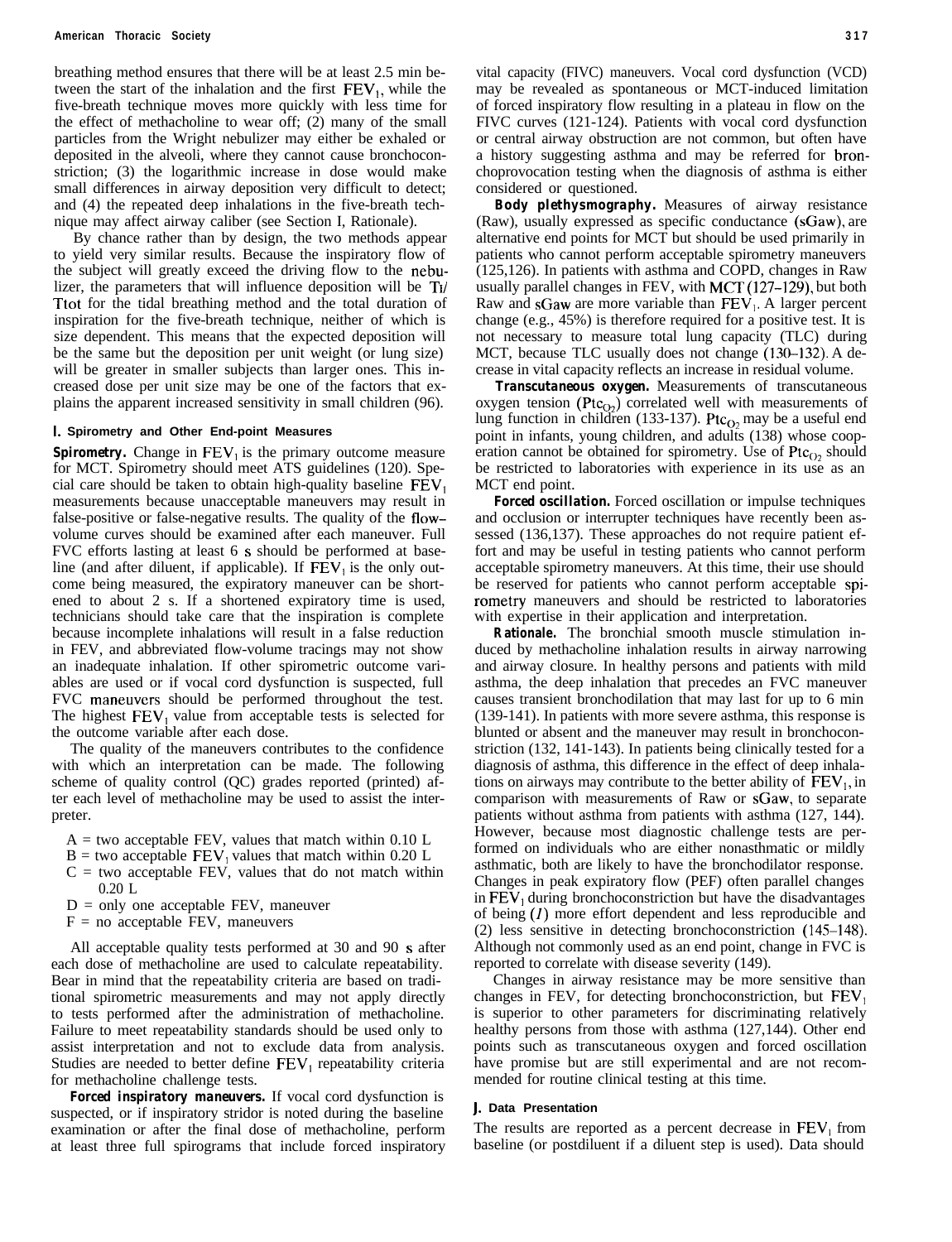breathing method ensures that there will be at least 2.5 min between the start of the inhalation and the first $FEV_1$, while the five-breath technique moves more quickly with less time for the effect of methacholine to wear off; (2) many of the small particles from the Wright nebulizer may either be exhaled or deposited in the alveoli, where they cannot cause bronchoconstriction; (3) the logarithmic increase in dose would make small differences in airway deposition very difficult to detect; and (4) the repeated deep inhalations in the five-breath technique may affect airway caliber (see Section I, Rationale).

By chance rather than by design, the two methods appear to yield very similar results. Because the inspiratory flow of the subject will greatly exceed the driving flow to the nebulizer, the parameters that will influence deposition will be Ti/Ttot for the tidal breathing method and the total duration of inspiration for the five-breath technique, neither of which is size dependent. This means that the expected deposition will be the same but the deposition per unit weight (or lung size) will be greater in smaller subjects than larger ones. This increased dose per unit size may be one of the factors that explains the apparent increased sensitivity in small children (96).

## I. Spirometry and Other End-point Measures

***Spirometry.*** Change in $FEV_1$ is the primary outcome measure for MCT. Spirometry should meet ATS guidelines (120). Special care should be taken to obtain high-quality baseline $FEV_1$ measurements because unacceptable maneuvers may result in false-positive or false-negative results. The quality of the flow–volume curves should be examined after each maneuver. Full FVC efforts lasting at least 6 s should be performed at baseline (and after diluent, if applicable). If $FEV_1$ is the only outcome being measured, the expiratory maneuver can be shortened to about 2 s. If a shortened expiratory time is used, technicians should take care that the inspiration is complete because incomplete inhalations will result in a false reduction in $FEV_1$ and abbreviated flow-volume tracings may not show an inadequate inhalation. If other spirometric outcome variables are used or if vocal cord dysfunction is suspected, full FVC maneuvers should be performed throughout the test. The highest $FEV_1$ value from acceptable tests is selected for the outcome variable after each dose.

The quality of the maneuvers contributes to the confidence with which an interpretation can be made. The following scheme of quality control (QC) grades reported (printed) after each level of methacholine may be used to assist the interpreter.

- A = two acceptable $FEV_1$ values that match within 0.10 L
- B = two acceptable $FEV_1$ values that match within 0.20 L
- C = two acceptable $FEV_1$ values that do not match within 0.20 L
- D = only one acceptable $FEV_1$ maneuver
- F = no acceptable $FEV_1$ maneuvers

All acceptable quality tests performed at 30 and 90 s after each dose of methacholine are used to calculate repeatability. Bear in mind that the repeatability criteria are based on traditional spirometric measurements and may not apply directly to tests performed after the administration of methacholine. Failure to meet repeatability standards should be used only to assist interpretation and not to exclude data from analysis. Studies are needed to better define $FEV_1$ repeatability criteria for methacholine challenge tests.

***Forced inspiratory maneuvers.*** If vocal cord dysfunction is suspected, or if inspiratory stridor is noted during the baseline examination or after the final dose of methacholine, perform at least three full spirograms that include forced inspiratory vital capacity (FIVC) maneuvers. Vocal cord dysfunction (VCD) may be revealed as spontaneous or MCT-induced limitation of forced inspiratory flow resulting in a plateau in flow on the FIVC curves (121-124). Patients with vocal cord dysfunction or central airway obstruction are not common, but often have a history suggesting asthma and may be referred for bronchoprovocation testing when the diagnosis of asthma is either considered or questioned.

***Body plethysmography.*** Measures of airway resistance (Raw), usually expressed as specific conductance (sGaw), are alternative end points for MCT but should be used primarily in patients who cannot perform acceptable spirometry maneuvers (125,126). In patients with asthma and COPD, changes in Raw usually parallel changes in $FEV_1$ with MCT (127–129), but both Raw and sGaw are more variable than $FEV_1$. A larger percent change (e.g., 45%) is therefore required for a positive test. It is not necessary to measure total lung capacity (TLC) during MCT, because TLC usually does not change (130–132). A decrease in vital capacity reflects an increase in residual volume.

***Transcutaneous oxygen.*** Measurements of transcutaneous oxygen tension ($Ptc_{O_2}$) correlated well with measurements of lung function in children (133-137). $Ptc_{O_2}$ may be a useful end point in infants, young children, and adults (138) whose cooperation cannot be obtained for spirometry. Use of $Ptc_{O_2}$ should be restricted to laboratories with experience in its use as an MCT end point.

***Forced oscillation.*** Forced oscillation or impulse techniques and occlusion or interrupter techniques have recently been assessed (136,137). These approaches do not require patient effort and may be useful in testing patients who cannot perform acceptable spirometry maneuvers. At this time, their use should be reserved for patients who cannot perform acceptable spirometry maneuvers and should be restricted to laboratories with expertise in their application and interpretation.

***Rationale.*** The bronchial smooth muscle stimulation induced by methacholine inhalation results in airway narrowing and airway closure. In healthy persons and patients with mild asthma, the deep inhalation that precedes an FVC maneuver causes transient bronchodilation that may last for up to 6 min (139-141). In patients with more severe asthma, this response is blunted or absent and the maneuver may result in bronchoconstriction (132, 141-143). In patients being clinically tested for a diagnosis of asthma, this difference in the effect of deep inhalations on airways may contribute to the better ability of $FEV_1$, in comparison with measurements of Raw or sGaw, to separate patients without asthma from patients with asthma (127, 144). However, because most diagnostic challenge tests are performed on individuals who are either nonasthmatic or mildly asthmatic, both are likely to have the bronchodilator response. Changes in peak expiratory flow (PEF) often parallel changes in $FEV_1$ during bronchoconstriction but have the disadvantages of being (*1*) more effort dependent and less reproducible and (2) less sensitive in detecting bronchoconstriction (145–148). Although not commonly used as an end point, change in FVC is reported to correlate with disease severity (149).

Changes in airway resistance may be more sensitive than changes in $FEV_1$ for detecting bronchoconstriction, but $FEV_1$ is superior to other parameters for discriminating relatively healthy persons from those with asthma (127,144). Other end points such as transcutaneous oxygen and forced oscillation have promise but are still experimental and are not recommended for routine clinical testing at this time.

## J. Data Presentation

The results are reported as a percent decrease in $FEV_1$ from baseline (or postdiluent if a diluent step is used). Data should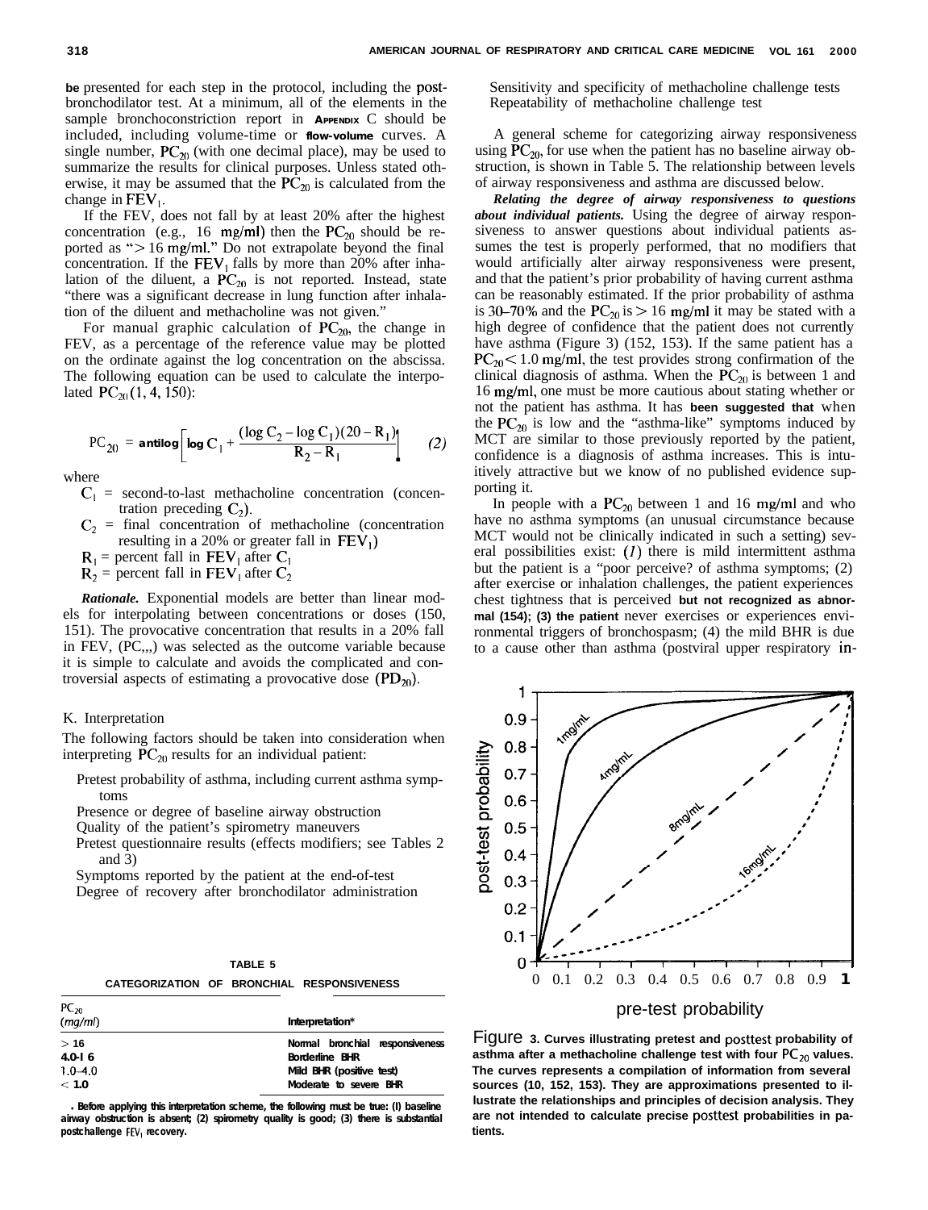be presented for each step in the protocol, including the postbronchodilator test. At a minimum, all of the elements in the sample bronchoconstriction report in APPENDIX C should be included, including volume-time or flow-volume curves. A single number, $PC_{20}$ (with one decimal place), may be used to summarize the results for clinical purposes. Unless stated otherwise, it may be assumed that the $PC_{20}$ is calculated from the change in $FEV_1$.

If the $FEV_1$ does not fall by at least 20% after the highest concentration (e.g., 16 mg/ml) then the $PC_{20}$ should be reported as "> 16 mg/ml." Do not extrapolate beyond the final concentration. If the $FEV_1$ falls by more than 20% after inhalation of the diluent, a $PC_{20}$ is not reported. Instead, state "there was a significant decrease in lung function after inhalation of the diluent and methacholine was not given."

For manual graphic calculation of $PC_{20}$, the change in $FEV_1$ as a percentage of the reference value may be plotted on the ordinate against the log concentration on the abscissa. The following equation can be used to calculate the interpolated $PC_{20}$ (1, 4, 150):

$$PC_{20} = \text{antilog}\left[\log C_1 + \frac{(\log C_2 - \log C_1)(20 - R_1)}{R_2 - R_1}\right] \qquad (2)$$

where

- $C_1$ = second-to-last methacholine concentration (concentration preceding $C_2$).
- $C_2$ = final concentration of methacholine (concentration resulting in a 20% or greater fall in $FEV_1$)
- $R_1$ = percent fall in $FEV_1$ after $C_1$
- $R_2$ = percent fall in $FEV_1$ after $C_2$

***Rationale.*** Exponential models are better than linear models for interpolating between concentrations or doses (150, 151). The provocative concentration that results in a 20% fall in $FEV_1$ ($PC_{20}$) was selected as the outcome variable because it is simple to calculate and avoids the complicated and controversial aspects of estimating a provocative dose ($PD_{20}$).

## K. Interpretation

The following factors should be taken into consideration when interpreting $PC_{20}$ results for an individual patient:

- Pretest probability of asthma, including current asthma symptoms
- Presence or degree of baseline airway obstruction
- Quality of the patient's spirometry maneuvers
- Pretest questionnaire results (effects modifiers; see Tables 2 and 3)
- Symptoms reported by the patient at the end-of-test
- Degree of recovery after bronchodilator administration
- Sensitivity and specificity of methacholine challenge tests
- Repeatability of methacholine challenge test

A general scheme for categorizing airway responsiveness using $PC_{20}$, for use when the patient has no baseline airway obstruction, is shown in Table 5. The relationship between levels of airway responsiveness and asthma are discussed below.

***Relating the degree of airway responsiveness to questions about individual patients.*** Using the degree of airway responsiveness to answer questions about individual patients assumes the test is properly performed, that no modifiers that would artificially alter airway responsiveness were present, and that the patient's prior probability of having current asthma can be reasonably estimated. If the prior probability of asthma is 30–70% and the $PC_{20}$ is > 16 mg/ml it may be stated with a high degree of confidence that the patient does not currently have asthma (Figure 3) (152, 153). If the same patient has a $PC_{20}$ < 1.0 mg/ml, the test provides strong confirmation of the clinical diagnosis of asthma. When the $PC_{20}$ is between 1 and 16 mg/ml, one must be more cautious about stating whether or not the patient has asthma. It has been suggested that when the $PC_{20}$ is low and the "asthma-like" symptoms induced by MCT are similar to those previously reported by the patient, confidence is a diagnosis of asthma increases. This is intuitively attractive but we know of no published evidence supporting it.

In people with a $PC_{20}$ between 1 and 16 mg/ml and who have no asthma symptoms (an unusual circumstance because MCT would not be clinically indicated in such a setting) several possibilities exist: (*1*) there is mild intermittent asthma but the patient is a "poor perceive? of asthma symptoms; (2) after exercise or inhalation challenges, the patient experiences chest tightness that is perceived but not recognized as abnormal (154); (3) the patient never exercises or experiences environmental triggers of bronchospasm; (4) the mild BHR is due to a cause other than asthma (postviral upper respiratory in-

**TABLE 5**

**CATEGORIZATION OF BRONCHIAL RESPONSIVENESS**

| $PC_{20}$ (*mg/ml*) | Interpretation* |
|---|---|
| > 16 | Normal bronchial responsiveness |
| 4.0–16 | Borderline BHR |
| 1.0–4.0 | Mild BHR (positive test) |
| < 1.0 | Moderate to severe BHR |

\* Before applying this interpretation scheme, the following must be true: (I) baseline airway obstruction is absent; (2) spirometry quality is good; (3) there is substantial postchallenge $FEV_1$ recovery.

Figure 3. Curves illustrating pretest and posttest probability of asthma after a methacholine challenge test with four $PC_{20}$ values. The curves represents a compilation of information from several sources (10, 152, 153). They are approximations presented to illustrate the relationships and principles of decision analysis. They are not intended to calculate precise posttest probabilities in patients.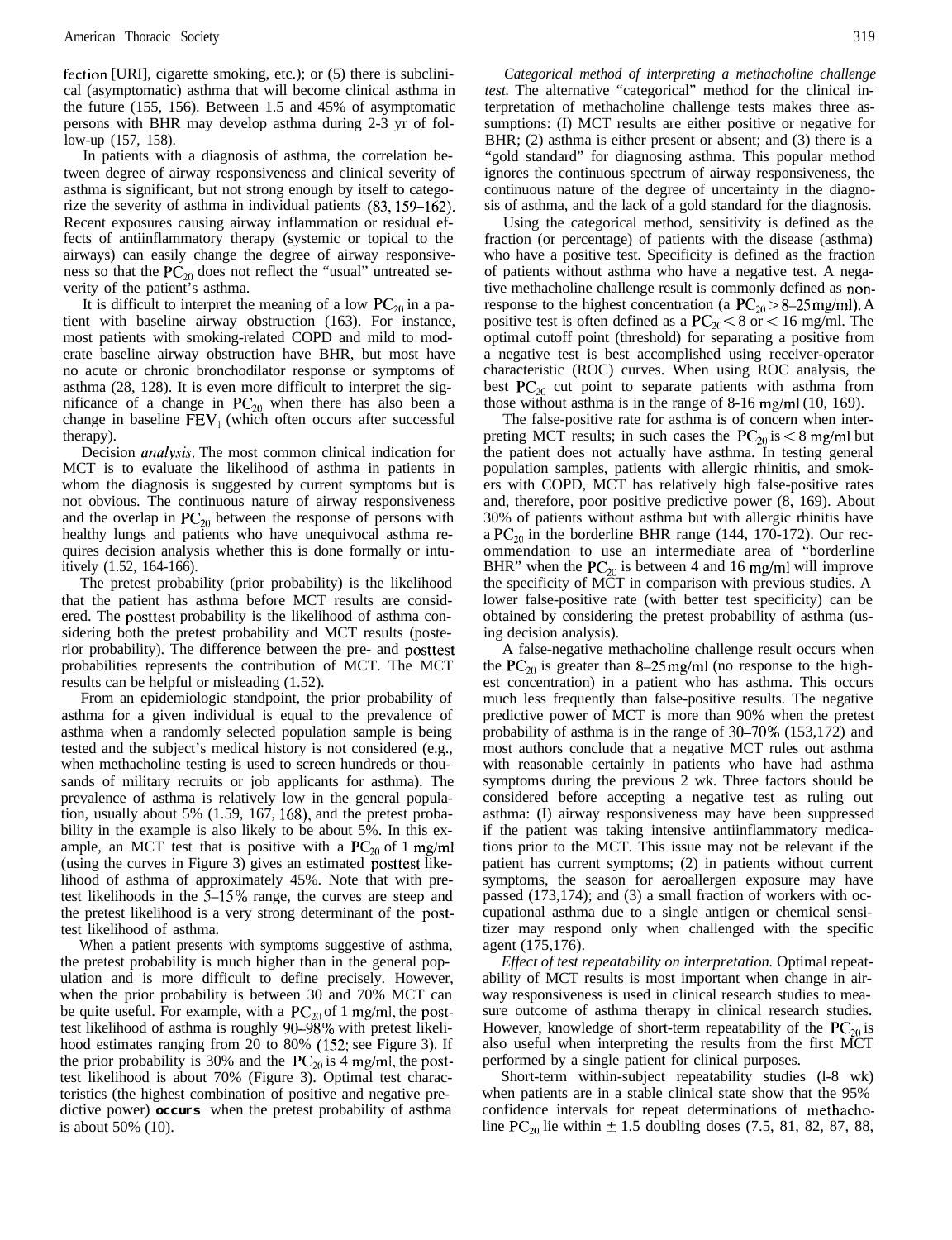fection [URI], cigarette smoking, etc.); or (5) there is subclinical (asymptomatic) asthma that will become clinical asthma in the future (155, 156). Between 1.5 and 45% of asymptomatic persons with BHR may develop asthma during 2-3 yr of follow-up (157, 158).

In patients with a diagnosis of asthma, the correlation between degree of airway responsiveness and clinical severity of asthma is significant, but not strong enough by itself to categorize the severity of asthma in individual patients (83, 159–162). Recent exposures causing airway inflammation or residual effects of antiinflammatory therapy (systemic or topical to the airways) can easily change the degree of airway responsiveness so that the $PC_{20}$ does not reflect the "usual" untreated severity of the patient's asthma.

It is difficult to interpret the meaning of a low $PC_{20}$ in a patient with baseline airway obstruction (163). For instance, most patients with smoking-related COPD and mild to moderate baseline airway obstruction have BHR, but most have no acute or chronic bronchodilator response or symptoms of asthma (28, 128). It is even more difficult to interpret the significance of a change in $PC_{20}$ when there has also been a change in baseline $FEV_1$ (which often occurs after successful therapy).

*Decision analysis.* The most common clinical indication for MCT is to evaluate the likelihood of asthma in patients in whom the diagnosis is suggested by current symptoms but is not obvious. The continuous nature of airway responsiveness and the overlap in $PC_{20}$ between the response of persons with healthy lungs and patients who have unequivocal asthma requires decision analysis whether this is done formally or intuitively (1.52, 164-166).

The pretest probability (prior probability) is the likelihood that the patient has asthma before MCT results are considered. The posttest probability is the likelihood of asthma considering both the pretest probability and MCT results (posterior probability). The difference between the pre- and posttest probabilities represents the contribution of MCT. The MCT results can be helpful or misleading (1.52).

From an epidemiologic standpoint, the prior probability of asthma for a given individual is equal to the prevalence of asthma when a randomly selected population sample is being tested and the subject's medical history is not considered (e.g., when methacholine testing is used to screen hundreds or thousands of military recruits or job applicants for asthma). The prevalence of asthma is relatively low in the general population, usually about 5% (1.59, 167, 168), and the pretest probability in the example is also likely to be about 5%. In this example, an MCT test that is positive with a $PC_{20}$ of 1 mg/ml (using the curves in Figure 3) gives an estimated posttest likelihood of asthma of approximately 45%. Note that with pretest likelihoods in the 5–15% range, the curves are steep and the pretest likelihood is a very strong determinant of the posttest likelihood of asthma.

When a patient presents with symptoms suggestive of asthma, the pretest probability is much higher than in the general population and is more difficult to define precisely. However, when the prior probability is between 30 and 70% MCT can be quite useful. For example, with a $PC_{20}$ of 1 mg/ml, the posttest likelihood of asthma is roughly 90–98% with pretest likelihood estimates ranging from 20 to 80% (152; see Figure 3). If the prior probability is 30% and the $PC_{20}$ is 4 mg/ml, the posttest likelihood is about 70% (Figure 3). Optimal test characteristics (the highest combination of positive and negative predictive power) **occurs** when the pretest probability of asthma is about 50% (10).

*Categorical method of interpreting a methacholine challenge test.* The alternative "categorical" method for the clinical interpretation of methacholine challenge tests makes three assumptions: (I) MCT results are either positive or negative for BHR; (2) asthma is either present or absent; and (3) there is a "gold standard" for diagnosing asthma. This popular method ignores the continuous spectrum of airway responsiveness, the continuous nature of the degree of uncertainty in the diagnosis of asthma, and the lack of a gold standard for the diagnosis.

Using the categorical method, sensitivity is defined as the fraction (or percentage) of patients with the disease (asthma) who have a positive test. Specificity is defined as the fraction of patients without asthma who have a negative test. A negative methacholine challenge result is commonly defined as nonresponse to the highest concentration (a $PC_{20} > 8$–25 mg/ml). A positive test is often defined as a $PC_{20} < 8$ or $< 16$ mg/ml. The optimal cutoff point (threshold) for separating a positive from a negative test is best accomplished using receiver-operator characteristic (ROC) curves. When using ROC analysis, the best $PC_{20}$ cut point to separate patients with asthma from those without asthma is in the range of 8-16 mg/ml (10, 169).

The false-positive rate for asthma is of concern when interpreting MCT results; in such cases the $PC_{20}$ is $< 8$ mg/ml but the patient does not actually have asthma. In testing general population samples, patients with allergic rhinitis, and smokers with COPD, MCT has relatively high false-positive rates and, therefore, poor positive predictive power (8, 169). About 30% of patients without asthma but with allergic rhinitis have a $PC_{20}$ in the borderline BHR range (144, 170-172). Our recommendation to use an intermediate area of "borderline BHR" when the $PC_{20}$ is between 4 and 16 mg/ml will improve the specificity of MCT in comparison with previous studies. A lower false-positive rate (with better test specificity) can be obtained by considering the pretest probability of asthma (using decision analysis).

A false-negative methacholine challenge result occurs when the $PC_{20}$ is greater than 8–25 mg/ml (no response to the highest concentration) in a patient who has asthma. This occurs much less frequently than false-positive results. The negative predictive power of MCT is more than 90% when the pretest probability of asthma is in the range of 30–70% (153,172) and most authors conclude that a negative MCT rules out asthma with reasonable certainly in patients who have had asthma symptoms during the previous 2 wk. Three factors should be considered before accepting a negative test as ruling out asthma: (I) airway responsiveness may have been suppressed if the patient was taking intensive antiinflammatory medications prior to the MCT. This issue may not be relevant if the patient has current symptoms; (2) in patients without current symptoms, the season for aeroallergen exposure may have passed (173,174); and (3) a small fraction of workers with occupational asthma due to a single antigen or chemical sensitizer may respond only when challenged with the specific agent (175,176).

*Effect of test repeatability on interpretation.* Optimal repeatability of MCT results is most important when change in airway responsiveness is used in clinical research studies to measure outcome of asthma therapy in clinical research studies. However, knowledge of short-term repeatability of the $PC_{20}$ is also useful when interpreting the results from the first MCT performed by a single patient for clinical purposes.

Short-term within-subject repeatability studies (1-8 wk) when patients are in a stable clinical state show that the 95% confidence intervals for repeat determinations of methacholine $PC_{20}$ lie within $\pm$ 1.5 doubling doses (7.5, 81, 82, 87, 88,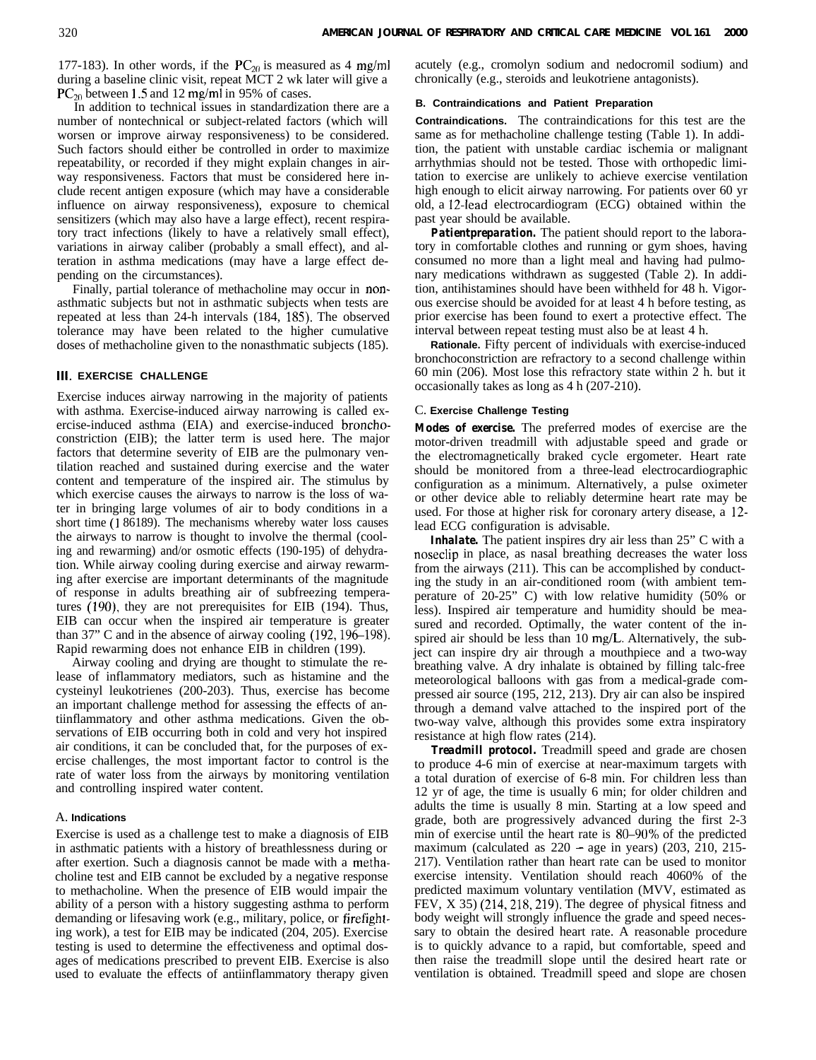177-183). In other words, if the $PC_{20}$ is measured as 4 mg/ml during a baseline clinic visit, repeat MCT 2 wk later will give a $PC_{20}$ between 1.5 and 12 mg/ml in 95% of cases.

In addition to technical issues in standardization there are a number of nontechnical or subject-related factors (which will worsen or improve airway responsiveness) to be considered. Such factors should either be controlled in order to maximize repeatability, or recorded if they might explain changes in airway responsiveness. Factors that must be considered here include recent antigen exposure (which may have a considerable influence on airway responsiveness), exposure to chemical sensitizers (which may also have a large effect), recent respiratory tract infections (likely to have a relatively small effect), variations in airway caliber (probably a small effect), and alteration in asthma medications (may have a large effect depending on the circumstances).

Finally, partial tolerance of methacholine may occur in nonasthmatic subjects but not in asthmatic subjects when tests are repeated at less than 24-h intervals (184, 185). The observed tolerance may have been related to the higher cumulative doses of methacholine given to the nonasthmatic subjects (185).

## III. EXERCISE CHALLENGE

Exercise induces airway narrowing in the majority of patients with asthma. Exercise-induced airway narrowing is called exercise-induced asthma (EIA) and exercise-induced bronchoconstriction (EIB); the latter term is used here. The major factors that determine severity of EIB are the pulmonary ventilation reached and sustained during exercise and the water content and temperature of the inspired air. The stimulus by which exercise causes the airways to narrow is the loss of water in bringing large volumes of air to body conditions in a short time (186-189). The mechanisms whereby water loss causes the airways to narrow is thought to involve the thermal (cooling and rewarming) and/or osmotic effects (190-195) of dehydration. While airway cooling during exercise and airway rewarming after exercise are important determinants of the magnitude of response in adults breathing air of subfreezing temperatures (190), they are not prerequisites for EIB (194). Thus, EIB can occur when the inspired air temperature is greater than 37° C and in the absence of airway cooling (192, 196–198). Rapid rewarming does not enhance EIB in children (199).

Airway cooling and drying are thought to stimulate the release of inflammatory mediators, such as histamine and the cysteinyl leukotrienes (200-203). Thus, exercise has become an important challenge method for assessing the effects of antiinflammatory and other asthma medications. Given the observations of EIB occurring both in cold and very hot inspired air conditions, it can be concluded that, for the purposes of exercise challenges, the most important factor to control is the rate of water loss from the airways by monitoring ventilation and controlling inspired water content.

### A. Indications

Exercise is used as a challenge test to make a diagnosis of EIB in asthmatic patients with a history of breathlessness during or after exertion. Such a diagnosis cannot be made with a methacholine test and EIB cannot be excluded by a negative response to methacholine. When the presence of EIB would impair the ability of a person with a history suggesting asthma to perform demanding or lifesaving work (e.g., military, police, or firefighting work), a test for EIB may be indicated (204, 205). Exercise testing is used to determine the effectiveness and optimal dosages of medications prescribed to prevent EIB. Exercise is also used to evaluate the effects of antiinflammatory therapy given acutely (e.g., cromolyn sodium and nedocromil sodium) and chronically (e.g., steroids and leukotriene antagonists).

### B. Contraindications and Patient Preparation

**Contraindications.** The contraindications for this test are the same as for methacholine challenge testing (Table 1). In addition, the patient with unstable cardiac ischemia or malignant arrhythmias should not be tested. Those with orthopedic limitation to exercise are unlikely to achieve exercise ventilation high enough to elicit airway narrowing. For patients over 60 yr old, a 12-lead electrocardiogram (ECG) obtained within the past year should be available.

***Patient preparation.*** The patient should report to the laboratory in comfortable clothes and running or gym shoes, having consumed no more than a light meal and having had pulmonary medications withdrawn as suggested (Table 2). In addition, antihistamines should have been withheld for 48 h. Vigorous exercise should be avoided for at least 4 h before testing, as prior exercise has been found to exert a protective effect. The interval between repeat testing must also be at least 4 h.

**Rationale.** Fifty percent of individuals with exercise-induced bronchoconstriction are refractory to a second challenge within 60 min (206). Most lose this refractory state within 2 h, but it occasionally takes as long as 4 h (207-210).

### C. Exercise Challenge Testing

***Modes of exercise.*** The preferred modes of exercise are the motor-driven treadmill with adjustable speed and grade or the electromagnetically braked cycle ergometer. Heart rate should be monitored from a three-lead electrocardiographic configuration as a minimum. Alternatively, a pulse oximeter or other device able to reliably determine heart rate may be used. For those at higher risk for coronary artery disease, a 12-lead ECG configuration is advisable.

***Inhalate.*** The patient inspires dry air less than 25° C with a noseclip in place, as nasal breathing decreases the water loss from the airways (211). This can be accomplished by conducting the study in an air-conditioned room (with ambient temperature of 20-25° C) with low relative humidity (50% or less). Inspired air temperature and humidity should be measured and recorded. Optimally, the water content of the inspired air should be less than 10 mg/L. Alternatively, the subject can inspire dry air through a mouthpiece and a two-way breathing valve. A dry inhalate is obtained by filling talc-free meteorological balloons with gas from a medical-grade compressed air source (195, 212, 213). Dry air can also be inspired through a demand valve attached to the inspired port of the two-way valve, although this provides some extra inspiratory resistance at high flow rates (214).

***Treadmill protocol.*** Treadmill speed and grade are chosen to produce 4-6 min of exercise at near-maximum targets with a total duration of exercise of 6-8 min. For children less than 12 yr of age, the time is usually 6 min; for older children and adults the time is usually 8 min. Starting at a low speed and grade, both are progressively advanced during the first 2-3 min of exercise until the heart rate is 80–90% of the predicted maximum (calculated as 220 – age in years) (203, 210, 215-217). Ventilation rather than heart rate can be used to monitor exercise intensity. Ventilation should reach 40-60% of the predicted maximum voluntary ventilation (MVV, estimated as $FEV_1 \times 35$) (214, 218, 219). The degree of physical fitness and body weight will strongly influence the grade and speed necessary to obtain the desired heart rate. A reasonable procedure is to quickly advance to a rapid, but comfortable, speed and then raise the treadmill slope until the desired heart rate or ventilation is obtained. Treadmill speed and slope are chosen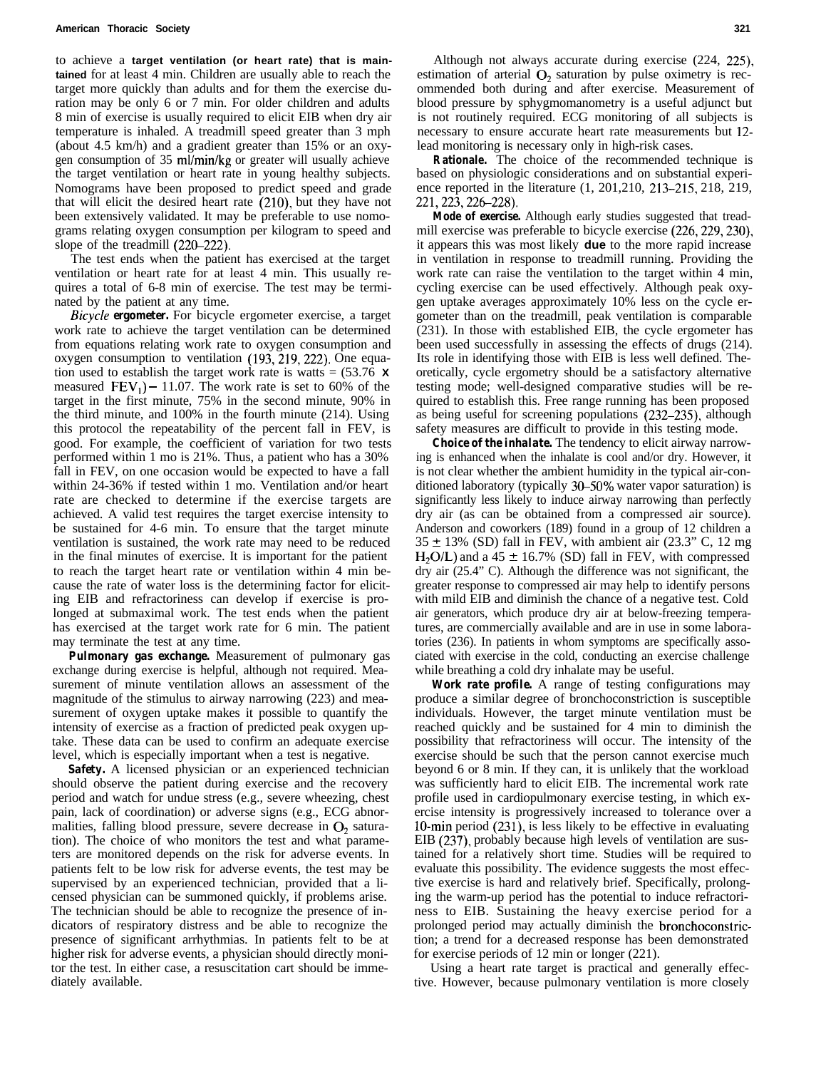to achieve a **target ventilation (or heart rate) that is maintained** for at least 4 min. Children are usually able to reach the target more quickly than adults and for them the exercise duration may be only 6 or 7 min. For older children and adults 8 min of exercise is usually required to elicit EIB when dry air temperature is inhaled. A treadmill speed greater than 3 mph (about 4.5 km/h) and a gradient greater than 15% or an oxygen consumption of 35 ml/min/kg or greater will usually achieve the target ventilation or heart rate in young healthy subjects. Nomograms have been proposed to predict speed and grade that will elicit the desired heart rate (210), but they have not been extensively validated. It may be preferable to use nomograms relating oxygen consumption per kilogram to speed and slope of the treadmill (220–222).

The test ends when the patient has exercised at the target ventilation or heart rate for at least 4 min. This usually requires a total of 6-8 min of exercise. The test may be terminated by the patient at any time.

*Bicycle* **ergometer.** For bicycle ergometer exercise, a target work rate to achieve the target ventilation can be determined from equations relating work rate to oxygen consumption and oxygen consumption to ventilation (193, 219, 222). One equation used to establish the target work rate is watts = (53.76 x measured $FEV_1$) − 11.07. The work rate is set to 60% of the target in the first minute, 75% in the second minute, 90% in the third minute, and 100% in the fourth minute (214). Using this protocol the repeatability of the percent fall in FEV, is good. For example, the coefficient of variation for two tests performed within 1 mo is 21%. Thus, a patient who has a 30% fall in FEV, on one occasion would be expected to have a fall within 24-36% if tested within 1 mo. Ventilation and/or heart rate are checked to determine if the exercise targets are achieved. A valid test requires the target exercise intensity to be sustained for 4-6 min. To ensure that the target minute ventilation is sustained, the work rate may need to be reduced in the final minutes of exercise. It is important for the patient to reach the target heart rate or ventilation within 4 min because the rate of water loss is the determining factor for eliciting EIB and refractoriness can develop if exercise is prolonged at submaximal work. The test ends when the patient has exercised at the target work rate for 6 min. The patient may terminate the test at any time.

**Pulmonary gas exchange.** Measurement of pulmonary gas exchange during exercise is helpful, although not required. Measurement of minute ventilation allows an assessment of the magnitude of the stimulus to airway narrowing (223) and measurement of oxygen uptake makes it possible to quantify the intensity of exercise as a fraction of predicted peak oxygen uptake. These data can be used to confirm an adequate exercise level, which is especially important when a test is negative.

**Safety.** A licensed physician or an experienced technician should observe the patient during exercise and the recovery period and watch for undue stress (e.g., severe wheezing, chest pain, lack of coordination) or adverse signs (e.g., ECG abnormalities, falling blood pressure, severe decrease in $O_2$ saturation). The choice of who monitors the test and what parameters are monitored depends on the risk for adverse events. In patients felt to be low risk for adverse events, the test may be supervised by an experienced technician, provided that a licensed physician can be summoned quickly, if problems arise. The technician should be able to recognize the presence of indicators of respiratory distress and be able to recognize the presence of significant arrhythmias. In patients felt to be at higher risk for adverse events, a physician should directly monitor the test. In either case, a resuscitation cart should be immediately available.

Although not always accurate during exercise (224, 225), estimation of arterial $O_2$ saturation by pulse oximetry is recommended both during and after exercise. Measurement of blood pressure by sphygmomanometry is a useful adjunct but is not routinely required. ECG monitoring of all subjects is necessary to ensure accurate heart rate measurements but 12-lead monitoring is necessary only in high-risk cases.

**Rationale.** The choice of the recommended technique is based on physiologic considerations and on substantial experience reported in the literature (1, 201,210, 213–215, 218, 219, 221, 223, 226–228).

**Mode of exercise.** Although early studies suggested that treadmill exercise was preferable to bicycle exercise (226, 229, 230), it appears this was most likely **due** to the more rapid increase in ventilation in response to treadmill running. Providing the work rate can raise the ventilation to the target within 4 min, cycling exercise can be used effectively. Although peak oxygen uptake averages approximately 10% less on the cycle ergometer than on the treadmill, peak ventilation is comparable (231). In those with established EIB, the cycle ergometer has been used successfully in assessing the effects of drugs (214). Its role in identifying those with EIB is less well defined. Theoretically, cycle ergometry should be a satisfactory alternative testing mode; well-designed comparative studies will be required to establish this. Free range running has been proposed as being useful for screening populations (232–235), although safety measures are difficult to provide in this testing mode.

**Choice of the inhalate.** The tendency to elicit airway narrowing is enhanced when the inhalate is cool and/or dry. However, it is not clear whether the ambient humidity in the typical air-conditioned laboratory (typically 30–50% water vapor saturation) is significantly less likely to induce airway narrowing than perfectly dry air (as can be obtained from a compressed air source). Anderson and coworkers (189) found in a group of 12 children a 35 ± 13% (SD) fall in FEV, with ambient air (23.3" C, 12 mg $H_2O/L$) and a 45 ± 16.7% (SD) fall in FEV, with compressed dry air (25.4" C). Although the difference was not significant, the greater response to compressed air may help to identify persons with mild EIB and diminish the chance of a negative test. Cold air generators, which produce dry air at below-freezing temperatures, are commercially available and are in use in some laboratories (236). In patients in whom symptoms are specifically associated with exercise in the cold, conducting an exercise challenge while breathing a cold dry inhalate may be useful.

**Work rate profile.** A range of testing configurations may produce a similar degree of bronchoconstriction is susceptible individuals. However, the target minute ventilation must be reached quickly and be sustained for 4 min to diminish the possibility that refractoriness will occur. The intensity of the exercise should be such that the person cannot exercise much beyond 6 or 8 min. If they can, it is unlikely that the workload was sufficiently hard to elicit EIB. The incremental work rate profile used in cardiopulmonary exercise testing, in which exercise intensity is progressively increased to tolerance over a 10-min period (231), is less likely to be effective in evaluating EIB (237), probably because high levels of ventilation are sustained for a relatively short time. Studies will be required to evaluate this possibility. The evidence suggests the most effective exercise is hard and relatively brief. Specifically, prolonging the warm-up period has the potential to induce refractoriness to EIB. Sustaining the heavy exercise period for a prolonged period may actually diminish the bronchoconstriction; a trend for a decreased response has been demonstrated for exercise periods of 12 min or longer (221).

Using a heart rate target is practical and generally effective. However, because pulmonary ventilation is more closely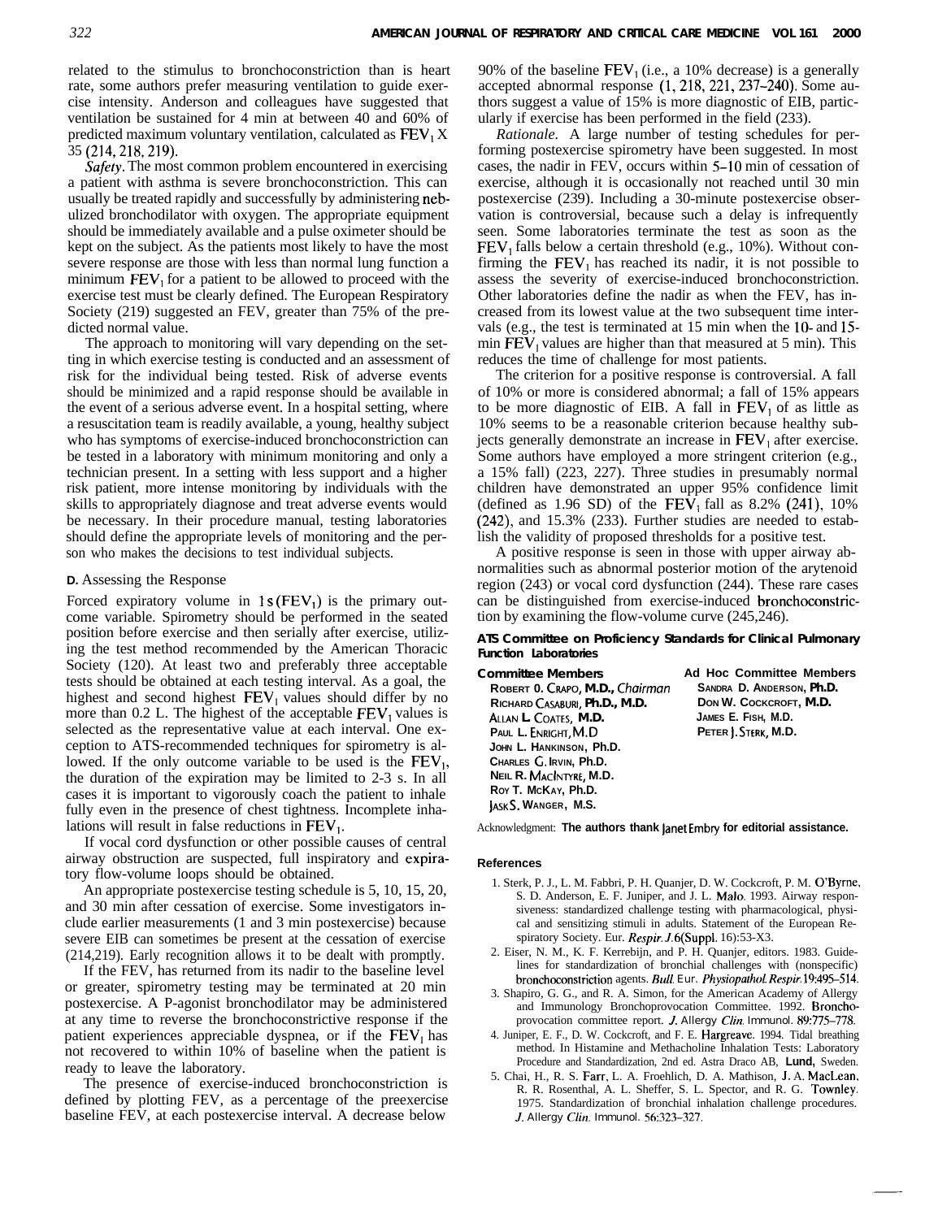related to the stimulus to bronchoconstriction than is heart rate, some authors prefer measuring ventilation to guide exercise intensity. Anderson and colleagues have suggested that ventilation be sustained for 4 min at between 40 and 60% of predicted maximum voluntary ventilation, calculated as $FEV_1$ X 35 (214, 218, 219).

*Safety*. The most common problem encountered in exercising a patient with asthma is severe bronchoconstriction. This can usually be treated rapidly and successfully by administering nebulized bronchodilator with oxygen. The appropriate equipment should be immediately available and a pulse oximeter should be kept on the subject. As the patients most likely to have the most severe response are those with less than normal lung function a minimum $FEV_1$ for a patient to be allowed to proceed with the exercise test must be clearly defined. The European Respiratory Society (219) suggested an FEV, greater than 75% of the predicted normal value.

The approach to monitoring will vary depending on the setting in which exercise testing is conducted and an assessment of risk for the individual being tested. Risk of adverse events should be minimized and a rapid response should be available in the event of a serious adverse event. In a hospital setting, where a resuscitation team is readily available, a young, healthy subject who has symptoms of exercise-induced bronchoconstriction can be tested in a laboratory with minimum monitoring and only a technician present. In a setting with less support and a higher risk patient, more intense monitoring by individuals with the skills to appropriately diagnose and treat adverse events would be necessary. In their procedure manual, testing laboratories should define the appropriate levels of monitoring and the person who makes the decisions to test individual subjects.

### D. Assessing the Response

Forced expiratory volume in 1 s ($FEV_1$) is the primary outcome variable. Spirometry should be performed in the seated position before exercise and then serially after exercise, utilizing the test method recommended by the American Thoracic Society (120). At least two and preferably three acceptable tests should be obtained at each testing interval. As a goal, the highest and second highest $FEV_1$ values should differ by no more than 0.2 L. The highest of the acceptable $FEV_1$ values is selected as the representative value at each interval. One exception to ATS-recommended techniques for spirometry is allowed. If the only outcome variable to be used is the $FEV_1$, the duration of the expiration may be limited to 2-3 s. In all cases it is important to vigorously coach the patient to inhale fully even in the presence of chest tightness. Incomplete inhalations will result in false reductions in $FEV_1$.

If vocal cord dysfunction or other possible causes of central airway obstruction are suspected, full inspiratory and expiratory flow-volume loops should be obtained.

An appropriate postexercise testing schedule is 5, 10, 15, 20, and 30 min after cessation of exercise. Some investigators include earlier measurements (1 and 3 min postexercise) because severe EIB can sometimes be present at the cessation of exercise (214,219). Early recognition allows it to be dealt with promptly.

If the FEV, has returned from its nadir to the baseline level or greater, spirometry testing may be terminated at 20 min postexercise. A P-agonist bronchodilator may be administered at any time to reverse the bronchoconstrictive response if the patient experiences appreciable dyspnea, or if the $FEV_1$ has not recovered to within 10% of baseline when the patient is ready to leave the laboratory.

The presence of exercise-induced bronchoconstriction is defined by plotting FEV, as a percentage of the preexercise baseline FEV, at each postexercise interval. A decrease below 90% of the baseline $FEV_1$ (i.e., a 10% decrease) is a generally accepted abnormal response (1, 218, 221, 237–240). Some authors suggest a value of 15% is more diagnostic of EIB, particularly if exercise has been performed in the field (233).

*Rationale*. A large number of testing schedules for performing postexercise spirometry have been suggested. In most cases, the nadir in FEV, occurs within 5–10 min of cessation of exercise, although it is occasionally not reached until 30 min postexercise (239). Including a 30-minute postexercise observation is controversial, because such a delay is infrequently seen. Some laboratories terminate the test as soon as the $FEV_1$ falls below a certain threshold (e.g., 10%). Without confirming the $FEV_1$ has reached its nadir, it is not possible to assess the severity of exercise-induced bronchoconstriction. Other laboratories define the nadir as when the FEV, has increased from its lowest value at the two subsequent time intervals (e.g., the test is terminated at 15 min when the 10- and 15-min $FEV_1$ values are higher than that measured at 5 min). This reduces the time of challenge for most patients.

The criterion for a positive response is controversial. A fall of 10% or more is considered abnormal; a fall of 15% appears to be more diagnostic of EIB. A fall in $FEV_1$ of as little as 10% seems to be a reasonable criterion because healthy subjects generally demonstrate an increase in $FEV_1$ after exercise. Some authors have employed a more stringent criterion (e.g., a 15% fall) (223, 227). Three studies in presumably normal children have demonstrated an upper 95% confidence limit (defined as 1.96 SD) of the $FEV_1$ fall as 8.2% (241), 10% (242), and 15.3% (233). Further studies are needed to establish the validity of proposed thresholds for a positive test.

A positive response is seen in those with upper airway abnormalities such as abnormal posterior motion of the arytenoid region (243) or vocal cord dysfunction (244). These rare cases can be distinguished from exercise-induced bronchoconstriction by examining the flow-volume curve (245,246).

**ATS Committee on Proficiency Standards for Clinical Pulmonary Function Laboratories**

**Committee Members**
ROBERT O. CRAPO, M.D., *Chairman*
RICHARD CASABURI, Ph.D., M.D.
ALLAN L. COATES, M.D.
PAUL L. ENRIGHT, M.D.
JOHN L. HANKINSON, Ph.D.
CHARLES G. IRVIN, Ph.D.
NEIL R. MACINTYRE, M.D.
ROY T. MCKAY, Ph.D.
JACK S. WANGER, M.S.

**Ad Hoc Committee Members**
SANDRA D. ANDERSON, Ph.D.
DON W. COCKCROFT, M.D.
JAMES E. FISH, M.D.
PETER J. STERK, M.D.

Acknowledgment: **The authors thank Janet Embry for editorial assistance.**

## References

1. Sterk, P. J., L. M. Fabbri, P. H. Quanjer, D. W. Cockcroft, P. M. O'Byrne, S. D. Anderson, E. F. Juniper, and J. L. Malo. 1993. Airway responsiveness: standardized challenge testing with pharmacological, physical and sensitizing stimuli in adults. Statement of the European Respiratory Society. *Eur. Respir. J.* 6(Suppl. 16):53-X3.
2. Eiser, N. M., K. F. Kerrebijn, and P. H. Quanjer, editors. 1983. Guidelines for standardization of bronchial challenges with (nonspecific) bronchoconstriction agents. *Bull. Eur. Physiopathol. Respir.* 19:495–514.
3. Shapiro, G. G., and R. A. Simon, for the American Academy of Allergy and Immunology Bronchoprovocation Committee. 1992. Bronchoprovocation committee report. *J. Allergy Clin. Immunol.* 89:775–778.
4. Juniper, E. F., D. W. Cockcroft, and F. E. Hargreave. 1994. Tidal breathing method. In Histamine and Methacholine Inhalation Tests: Laboratory Procedure and Standardization, 2nd ed. Astra Draco AB, **Lund,** Sweden.
5. Chai, H., R. S. Farr, L. A. Froehlich, D. A. Mathison, J. A. MacLean, R. R. Rosenthal, A. L. Sheffer, S. L. Spector, and R. G. Townley. 1975. Standardization of bronchial inhalation challenge procedures. *J. Allergy Clin. Immunol.* 56:323–327.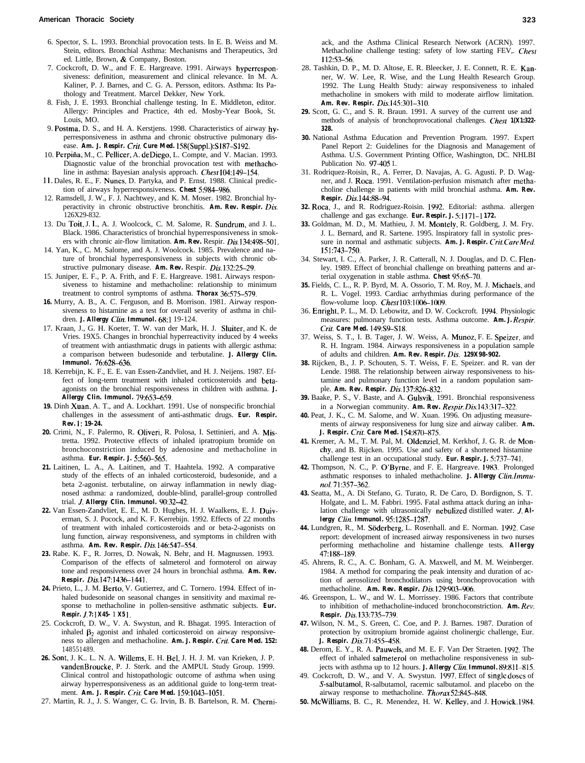6. Spector, S. L. 1993. Bronchial provocation tests. In E. B. Weiss and M. Stein, editors. Bronchial Asthma: Mechanisms and Therapeutics, 3rd ed. Little, Brown, & Company, Boston.
7. Cockcroft, D. W., and F. E. Hargreave. 1991. Airways hyperresponsiveness: definition, measurement and clinical relevance. In M. A. Kaliner, P. J. Barnes, and C. G. A. Persson, editors. Asthma: Its Pathology and Treatment. Marcel Dekker, New York.
8. Fish, J. E. 1993. Bronchial challenge testing. In E. Middleton, editor. Allergy: Principles and Practice, 4th ed. Mosby-Year Book, St. Louis, MO.
9. Postma, D. S., and H. A. Kerstjens. 1998. Characteristics of airway hyperresponsiveness in asthma and chronic obstructive pulmonary disease. **Am. J. Respir. *Crit.* Cure Med.** 158(Suppl.):S187–S192.
10. Perpiña, M., C. Pellicer, A. deDiego, L. Compte, and V. Macian. 1993. Diagnostic value of the bronchial provocation test with methacholine in asthma: Bayesian analysis approach. *Chest* 104:149–154.
11. Dales, R. E., F. Nunes, D. Partyka, and P. Ernst. 1988. Clinical prediction of airways hyperresponsiveness. **Chest** 5:984–986.
12. Ramsdell, J. W., F. J. Nachtwey, and K. M. Moser. 1982. Bronchial hyperactivity in chronic obstructive bronchitis. **Am. Rev. Respir.** *Dis.* 126X29-832.
13. Du Toit, J. I., A. J. Woolcock, C. M. Salome, R. Sundrum, and J. L. Black. 1986. Characteristics of bronchial hyperresponsiveness in smokers with chronic air-flow limitation. **Am. Rev.** Respir. *Dis.* 134:498–501.
14. Yan, K., C. M. Salome, and A. J. Woolcock. 1985. Prevalence and nature of bronchial hyperresponsiveness in subjects with chronic obstructive pulmonary disease. **Am. Rev.** Respir. *Dis.* 132:25–29.
15. Juniper, E. F., P. A. Frith, and F. E. Hargreave. 1981. Airways responsiveness to histamine and methacholine: relationship to minimum treatment to control symptoms of asthma. **Thorax** 36:575–579.
16. Murry, A. B., A. C. Ferguson, and B. Morrison. 1981. Airway responsiveness to histamine as a test for overall severity of asthma in children. **J. Allergy** *Clin.* **Immunol.** 68:1 19-124.
17. Kraan, J., G. H. Koeter, T. W. van der Mark, H. J. Sluiter, and K. de Vries. 19X5. Changes in bronchial hyperreactivity induced by 4 weeks of treatment with antiasthmatic drugs in patients with allergic asthma: a comparison between budesonide and terbutaline. **J. Allergy Clin. Immunol.** 76:628–636.
18. Kerrebijn, K. F., E. E. van Essen-Zandvliet, and H. J. Neijens. 1987. Effect of long-term treatment with inhaled corticosteroids and beta-agonists on the bronchial responsiveness in children with asthma. **J. Allergy Clin. Immunol.** 79:653–659.
19. Dinh Xuan, A. T., and A. Lockhart. 1991. Use of nonspecific bronchial challenges in the assessment of anti-asthmatic drugs. **Eur. Respir. Rev.** 1: **19-24.**
20. Crimi, N., F. Palermo, R. Oliveri, R. Polosa, I. Settinieri, and A. Mistretta. 1992. Protective effects of inhaled ipratropium bromide on bronchoconstriction induced by adenosine and methacholine in asthma. **Eur. Respir. J.** 5:560–565.
21. Laitinen, L. A., A. Laitinen, and T. Haahtela. 1992. A comparative study of the effects of an inhaled corticosteroid, budesonide, and a beta 2-agonist. terbutaline, on airway inflammation in newly diagnosed asthma: a randomized, double-blind, parallel-group controlled trial. *J.* **Allergy Clin. Immunol.** 90:32–42.
22. Van Essen-Zandvliet, E. E., M. D. Hughes, H. J. Waalkens, E. J. Duiverman, S. J. Pocock, and K. F. Kerrebijn. 1992. Effects of 22 months of treatment with inhaled corticosteroids and or beta-2-agonists on lung function, airway responsiveness, and symptoms in children with asthma. **Am. Rev. Respir.** *Dis.* 146:547–554.
23. Rabe. K. F., R. Jorres, D. Nowak, N. Behr, and H. Magnussen. 1993. Comparison of the effects of salmeterol and formoterol on airway tone and responsiveness over 24 hours in bronchial asthma. **Am. Rev. Respir.** *Dis.* 147:1436–1441.
24. Prieto, L., J. M. Berto, V. Gutierrez, and C. Tornero. 1994. Effect of inhaled budesonide on seasonal changes in sensitivity and maximal response to methacholine in pollen-sensitive asthmatic subjects. **Eur. Respir.** *J.* **7:1X45- 1 X51.**
25. Cockcroft, D. W., V. A. Swystun, and R. Bhagat. 1995. Interaction of inhaled $\beta_2$ agonist and inhaled corticosteroid on airway responsiveness to allergen and methacholine. **Am. J. Respir.** *Crit.* **Care Med. 152:** 148551489.
26. Sont, J. K.. L. N. A. Willems, E. H. Bel, J. H. J. M. van Krieken, J. P. vandenBroucke, P. J. Sterk. and the AMPUL Study Group. 1999. Clinical control and histopathologic outcome of asthma when using airway hyperresponsiveness as an additional guide to long-term treatment. **Am. J. Respir.** *Crit.* **Care Med.** 159:1043–1051.
27. Martin, R. J., J. S. Wanger, C. G. Irvin, B. B. Bartelson, R. M. Cherniack, and the Asthma Clinical Research Network (ACRN). 1997. Methacholine challenge testing: safety of low starting FEV,. *Chest* 112:53–56.
28. Tashkin, D. P., M. D. Altose, E. R. Bleecker, J. E. Connett, R. E. Kanner, W. W. Lee, R. Wise, and the Lung Health Research Group. 1992. The Lung Health Study: airway responsiveness to inhaled methacholine in smokers with mild to moderate airflow limitation. **Am. Rev. Respir.** *Dis.* 145:301–310.
29. Scott, G. C., and S. R. Braun. 1991. A survey of the current use and methods of analysis of bronchoprovocational challenges. *Chest* **1(X1:322-328.**
30. National Asthma Education and Prevention Program. 1997. Expert Panel Report 2: Guidelines for the Diagnosis and Management of Asthma. U.S. Government Printing Office, Washington, DC. NHLBI Publication No. 97-405 1.
31. Rodriquez-Roisin, R., A. Ferrer, D. Navajas, A. G. Agusti. P. D. Wagner, and J. Roca. 1991. Ventilation-perfusion mismatch after methacholine challenge in patients with mild bronchial asthma. **Am. Rev. Respir.** *Dis.* 144:88–94.
32. Roca, J., and R. Rodriguez-Roisin. 1992. Editorial: asthma. allergen challenge and gas exchange. **Eur. Respir. J.** 5:1171–1 **172.**
33. Goldman, M. D., M. Mathieu, J. M. Montely, R. Goldberg, J. M. Fry. J. L. Bernard, and R. Sartene. 1995. lnspiratory fall in systolic pressure in normal and asthmatic subjects. **Am. J. Respir.** *Crit.Care Med.* 151:743–750.
34. Stewart, I. C., A. Parker, J. R. Catterall, N. J. Douglas, and D. C. Flenley. 1989. Effect of bronchial challenge on breathing patterns and arterial oxygenation in stable asthma. **Chest** 95:65–70.
35. Fields, C. L., R. P. Byrd, M. A. Ossorio, T. M. Roy, M. J. Michaels, and R. L. Vogel. 1993. Cardiac arrhythmias during performance of the flow-volume loop. *Chest* 103:1006–1009.
36. Enright, P. L., M. D. Lebowitz, and D. W. Cockcroft. 1994. Physiologic measures: pulmonary function tests. Asthma outcome. **Am. J.** *Respir. Crit.* **Care Med.** 149:S9–S18.
37. Weiss, S. T., I. B. Tager, J. W. Weiss, A. Munoz, F. E. Speizer, and R. H. Ingram. 1984. Airways responsiveness in a population sample of adults and children. **Am. Rev. Respir.** *Dis.* **129X98-902.**
38. Rijcken, B., J. P. Schouten, S. T. Weiss, F. E. Speizer. and R. van der Lende. 1988. The relationship between airway responsiveness to histamine and pulmonary function level in a random population sample. **Am. Rev. Respir.** *Dis.* 137:826–832.
39. Baake, P. S., V. Baste, and A. Gulsvik. 1991. Bronchial responsiveness in a Norwegian community. **Am. Rev.** *Respir.Dis.* 143:317–322.
40. Peat, J. K., C. M. Salome, and W. Xuan. 1996. On adjusting measurements of airway responsiveness for lung size and airway caliber. **Am. J. Respir.** *Crit.* **Care Med.** 154:870–875.
41. Kremer, A. M., T. M. Pal, M. Oldenziel, M. Kerkhof, J. G. R. de Monchy, and B. Rijcken. 1995. Use and safety of a shortened histamine challenge test in an occupational study. **Eur. Respir. J.** 5:737–741.
42. Thompson, N. C., P. O'Byrne, and F. E. Hargreave. 1983. Prolonged asthmatic responses to inhaled methacholine. **J. Allergy** *Clin.Immunol.* 71:357–362.
43. Seatta, M., A. Di Stefano, G. Turato, R. De Caro, D. Bordignon, S. T. Holgate, and L. M. Fabbri. 1995. Fatal asthma attack during an inhalation challenge with ultrasonically nebulized distilled water. *J.* **Allergy** *Clin.* **Immunol.** 95:1285–1287.
44. Lundgren, R., M. Söderberg, L. Rosenhall. and E. Norman. 1992. Case report: development of increased airway responsiveness in two nurses performing methacholine and histamine challenge tests. **Allergy** 47:188–189.
45. Ahrens, R. C., A. C. Bonham, G. A. Maxwell, and M. M. Weinberger. 1984. A method for comparing the peak intensity and duration of action of aerosolized bronchodilators using bronchoprovocation with methacholine. **Am. Rev. Respir.** *Dis.* 129:903–906.
46. Greenspon, L. W., and W. L. Morrissey. 1986. Factors that contribute to inhibition of methacholine-induced bronchoconstriction. **Am.** *Rev.* **Respir.** *Dis.* 133:735–739.
47. Wilson, N. M., S. Green, C. Coe, and P. J. Barnes. 1987. Duration of protection by oxitropium bromide against cholinergic challenge, Eur. **J. Respir.** *Dis.* 71:455–458.
48. Derom, E. Y., R. A. Pauwels, and M. E. F. Van Der Straeten. 1992. The effect of inhaled salmeterol on methacholine responsiveness in subjects with asthma up to 12 hours. **J. Allergy** *Clin.* **Immunol.** 89:811–815.
49. Cockcroft, D. W., and V. A. Swystun. 1997. Effect of single doses of *S*-salbutamol, R-salbutamol, racemic salbutamol. and placebo on the airway response to methacholine. *Thorax* 52:845–848.
50. McWilliams, B. C., R. Menendez, H. W. Kelley, and J. Howick. 1984.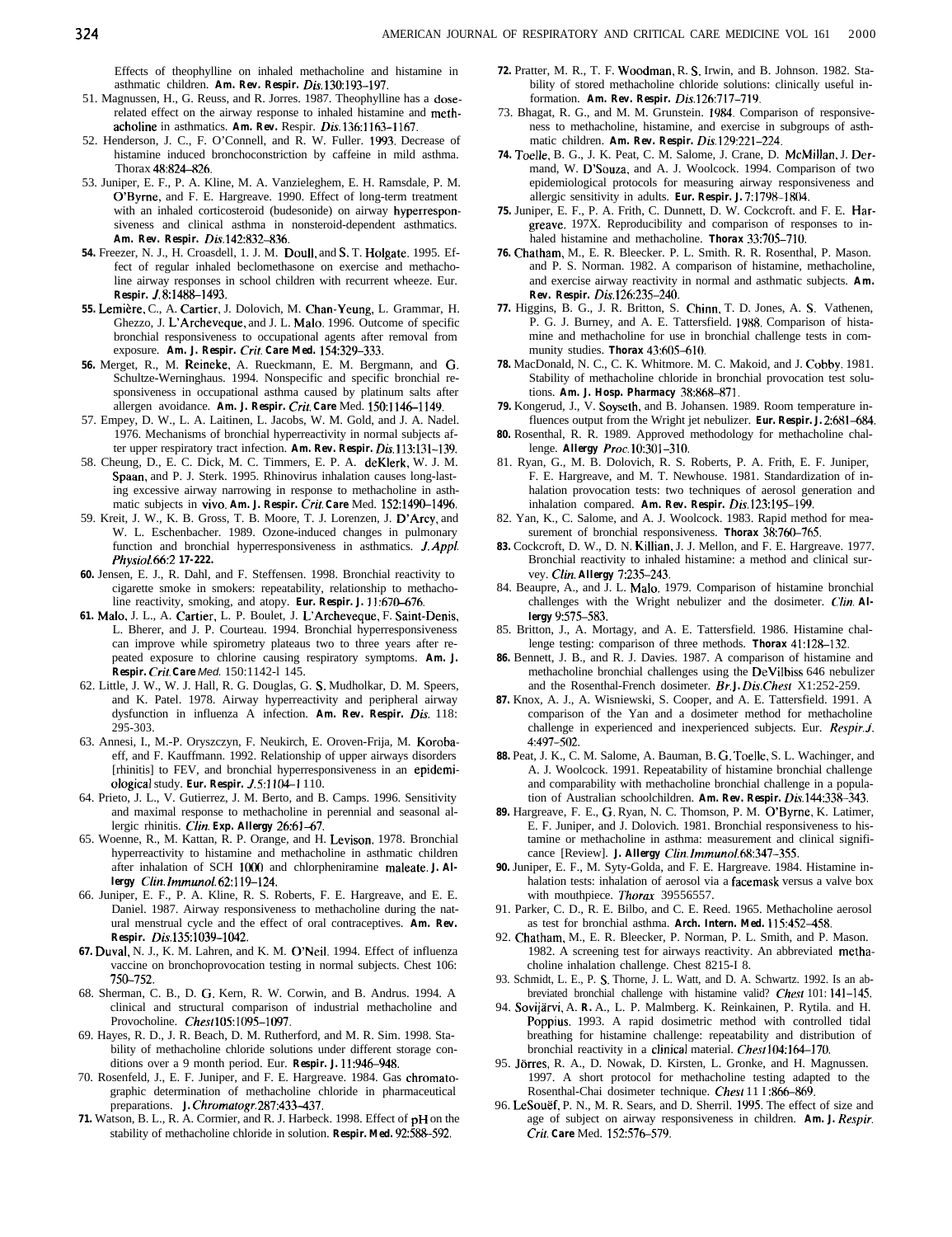Effects of theophylline on inhaled methacholine and histamine in asthmatic children. Am. Rev. Respir. Dis. 130:193–197.

51. Magnussen, H., G. Reuss, and R. Jorres. 1987. Theophylline has a dose-related effect on the airway response to inhaled histamine and methacholine in asthmatics. Am. Rev. Respir. Dis. 136:1163–1167.
52. Henderson, J. C., F. O'Connell, and R. W. Fuller. 1993. Decrease of histamine induced bronchoconstriction by caffeine in mild asthma. Thorax 48:824–826.
53. Juniper, E. F., P. A. Kline, M. A. Vanzieleghem, E. H. Ramsdale, P. M. O'Byrne, and F. E. Hargreave. 1990. Effect of long-term treatment with an inhaled corticosteroid (budesonide) on airway hyperresponsiveness and clinical asthma in nonsteroid-dependent asthmatics. Am. Rev. Respir. Dis. 142:832–836.
54. Freezer, N. J., H. Croasdell, 1. J. M. Doull, and S. T. Holgate. 1995. Effect of regular inhaled beclomethasone on exercise and methacholine airway responses in school children with recurrent wheeze. Eur. Respir. J. 8:1488–1493.
55. Lemière, C., A. Cartier, J. Dolovich, M. Chan-Yeung, L. Grammar, H. Ghezzo, J. L'Archeveque, and J. L. Malo. 1996. Outcome of specific bronchial responsiveness to occupational agents after removal from exposure. Am. J. Respir. Crit. Care Med. 154:329–333.
56. Merget, R., M. Reineke, A. Rueckmann, E. M. Bergmann, and G. Schultze-Werninghaus. 1994. Nonspecific and specific bronchial responsiveness in occupational asthma caused by platinum salts after allergen avoidance. Am. J. Respir. Crit. Care Med. 150:1146–1149.
57. Empey, D. W., L. A. Laitinen, L. Jacobs, W. M. Gold, and J. A. Nadel. 1976. Mechanisms of bronchial hyperreactivity in normal subjects after upper respiratory tract infection. Am. Rev. Respir. Dis. 113:131–139.
58. Cheung, D., E. C. Dick, M. C. Timmers, E. P. A. deKlerk, W. J. M. Spaan, and P. J. Sterk. 1995. Rhinovirus inhalation causes long-lasting excessive airway narrowing in response to methacholine in asthmatic subjects in vivo. Am. J. Respir. Crit. Care Med. 152:1490–1496.
59. Kreit, J. W., K. B. Gross, T. B. Moore, T. J. Lorenzen, J. D'Arcy, and W. L. Eschenbacher. 1989. Ozone-induced changes in pulmonary function and bronchial hyperresponsiveness in asthmatics. J. Appl. Physiol. 66:2 17-222.
60. Jensen, E. J., R. Dahl, and F. Steffensen. 1998. Bronchial reactivity to cigarette smoke in smokers: repeatability, relationship to methacholine reactivity, smoking, and atopy. Eur. Respir. J. 11:670–676.
61. Malo, J. L., A. Cartier, L. P. Boulet, J. L'Archeveque, F. Saint-Denis, L. Bherer, and J. P. Courteau. 1994. Bronchial hyperresponsiveness can improve while spirometry plateaus two to three years after repeated exposure to chlorine causing respiratory symptoms. Am. J. Respir. Crit. Care Med. 150:1142-1 145.
62. Little, J. W., W. J. Hall, R. G. Douglas, G. S. Mudholkar, D. M. Speers, and K. Patel. 1978. Airway hyperreactivity and peripheral airway dysfunction in influenza A infection. Am. Rev. Respir. Dis. 118: 295-303.
63. Annesi, I., M.-P. Oryszczyn, F. Neukirch, E. Oroven-Frija, M. Korobaeff, and F. Kauffmann. 1992. Relationship of upper airways disorders [rhinitis] to FEV, and bronchial hyperresponsiveness in an epidemiological study. Eur. Respir. J. 5:1104–1 110.
64. Prieto, J. L., V. Gutierrez, J. M. Berto, and B. Camps. 1996. Sensitivity and maximal response to methacholine in perennial and seasonal allergic rhinitis. Clin. Exp. Allergy 26:61–67.
65. Woenne, R., M. Kattan, R. P. Orange, and H. Levison. 1978. Bronchial hyperreactivity to histamine and methacholine in asthmatic children after inhalation of SCH 1000 and chlorpheniramine maleate. J. Allergy Clin. Immunol. 62:119–124.
66. Juniper, E. F., P. A. Kline, R. S. Roberts, F. E. Hargreave, and E. E. Daniel. 1987. Airway responsiveness to methacholine during the natural menstrual cycle and the effect of oral contraceptives. Am. Rev. Respir. Dis. 135:1039–1042.
67. Duval, N. J., K. M. Lahren, and K. M. O'Neil. 1994. Effect of influenza vaccine on bronchoprovocation testing in normal subjects. Chest 106: 750–752.
68. Sherman, C. B., D. G. Kern, R. W. Corwin, and B. Andrus. 1994. A clinical and structural comparison of industrial methacholine and Provocholine. Chest 105:1095–1097.
69. Hayes, R. D., J. R. Beach, D. M. Rutherford, and M. R. Sim. 1998. Stability of methacholine chloride solutions under different storage conditions over a 9 month period. Eur. Respir. J. 11:946–948.
70. Rosenfeld, J., E. F. Juniper, and F. E. Hargreave. 1984. Gas chromatographic determination of methacholine chloride in pharmaceutical preparations. J. Chromatogr. 287:433–437.
71. Watson, B. L., R. A. Cormier, and R. J. Harbeck. 1998. Effect of pH on the stability of methacholine chloride in solution. Respir. Med. 92:588–592.
72. Pratter, M. R., T. F. Woodman, R. S. Irwin, and B. Johnson. 1982. Stability of stored methacholine chloride solutions: clinically useful information. Am. Rev. Respir. Dis. 126:717–719.
73. Bhagat, R. G., and M. M. Grunstein. 1984. Comparison of responsiveness to methacholine, histamine, and exercise in subgroups of asthmatic children. Am. Rev. Respir. Dis. 129:221–224.
74. Toelle, B. G., J. K. Peat, C. M. Salome, J. Crane, D. McMillan, J. Dermand, W. D'Souza, and A. J. Woolcock. 1994. Comparison of two epidemiological protocols for measuring airway responsiveness and allergic sensitivity in adults. Eur. Respir. J. 7:1798–1804.
75. Juniper, E. F., P. A. Frith, C. Dunnett, D. W. Cockcroft. and F. E. Hargreave. 197X. Reproducibility and comparison of responses to inhaled histamine and methacholine. Thorax 33:705–710.
76. Chatham, M., E. R. Bleecker. P. L. Smith. R. R. Rosenthal, P. Mason. and P. S. Norman. 1982. A comparison of histamine, methacholine, and exercise airway reactivity in normal and asthmatic subjects. Am. Rev. Respir. Dis. 126:235–240.
77. Higgins, B. G., J. R. Britton, S. Chinn, T. D. Jones, A. S. Vathenen, P. G. J. Burney, and A. E. Tattersfield. 1988. Comparison of histamine and methacholine for use in bronchial challenge tests in community studies. Thorax 43:605–610.
78. MacDonald, N. C., C. K. Whitmore. M. C. Makoid, and J. Cobby. 1981. Stability of methacholine chloride in bronchial provocation test solutions. Am. J. Hosp. Pharmacy 38:868–871.
79. Kongerud, J., V. Soyseth, and B. Johansen. 1989. Room temperature influences output from the Wright jet nebulizer. Eur. Respir. J. 2:681–684.
80. Rosenthal, R. R. 1989. Approved methodology for methacholine challenge. Allergy Proc. 10:301–310.
81. Ryan, G., M. B. Dolovich, R. S. Roberts, P. A. Frith, E. F. Juniper, F. E. Hargreave, and M. T. Newhouse. 1981. Standardization of inhalation provocation tests: two techniques of aerosol generation and inhalation compared. Am. Rev. Respir. Dis. 123:195–199.
82. Yan, K., C. Salome, and A. J. Woolcock. 1983. Rapid method for measurement of bronchial responsiveness. Thorax 38:760–765.
83. Cockcroft, D. W., D. N. Killian, J. J. Mellon, and F. E. Hargreave. 1977. Bronchial reactivity to inhaled histamine: a method and clinical survey. Clin. Allergy 7:235–243.
84. Beaupre, A., and J. L. Malo. 1979. Comparison of histamine bronchial challenges with the Wright nebulizer and the dosimeter. Clin. Allergy 9:575–583.
85. Britton, J., A. Mortagy, and A. E. Tattersfield. 1986. Histamine challenge testing: comparison of three methods. Thorax 41:128–132.
86. Bennett, J. B., and R. J. Davies. 1987. A comparison of histamine and methacholine bronchial challenges using the DeVilbiss 646 nebulizer and the Rosenthal-French dosimeter. Br. J. Dis. Chest X1:252-259.
87. Knox, A. J., A. Wisniewski, S. Cooper, and A. E. Tattersfield. 1991. A comparison of the Yan and a dosimeter method for methacholine challenge in experienced and inexperienced subjects. Eur. Respir. J. 4:497–502.
88. Peat, J. K., C. M. Salome, A. Bauman, B. G. Toelle, S. L. Wachinger, and A. J. Woolcock. 1991. Repeatability of histamine bronchial challenge and comparability with methacholine bronchial challenge in a population of Australian schoolchildren. Am. Rev. Respir. Dis. 144:338–343.
89. Hargreave, F. E., G. Ryan, N. C. Thomson, P. M. O'Byrne, K. Latimer, E. F. Juniper, and J. Dolovich. 1981. Bronchial responsiveness to histamine or methacholine in asthma: measurement and clinical significance [Review]. J. Allergy Clin. Immunol. 68:347–355.
90. Juniper, E. F., M. Syty-Golda, and F. E. Hargreave. 1984. Histamine inhalation tests: inhalation of aerosol via a facemask versus a valve box with mouthpiece. Thorax 39556557.
91. Parker, C. D., R. E. Bilbo, and C. E. Reed. 1965. Methacholine aerosol as test for bronchial asthma. Arch. Intern. Med. 115:452–458.
92. Chatham, M., E. R. Bleecker, P. Norman, P. L. Smith, and P. Mason. 1982. A screening test for airways reactivity. An abbreviated methacholine inhalation challenge. Chest 8215-I 8.
93. Schmidt, L. E., P. S. Thorne, J. L. Watt, and D. A. Schwartz. 1992. Is an abbreviated bronchial challenge with histamine valid? Chest 101: 141–145.
94. Sovijärvi, A. R. A., L. P. Malmberg. K. Reinkainen, P. Rytila. and H. Poppius. 1993. A rapid dosimetric method with controlled tidal breathing for histamine challenge: repeatability and distribution of bronchial reactivity in a clinical material. Chest 104:164–170.
95. Jörres, R. A., D. Nowak, D. Kirsten, L. Gronke, and H. Magnussen. 1997. A short protocol for methacholine testing adapted to the Rosenthal-Chai dosimeter technique. Chest 11 1:866–869.
96. LeSouëf, P. N., M. R. Sears, and D. Sherril. 1995. The effect of size and age of subject on airway responsiveness in children. Am. J. Respir. Crit. Care Med. 152:576–579.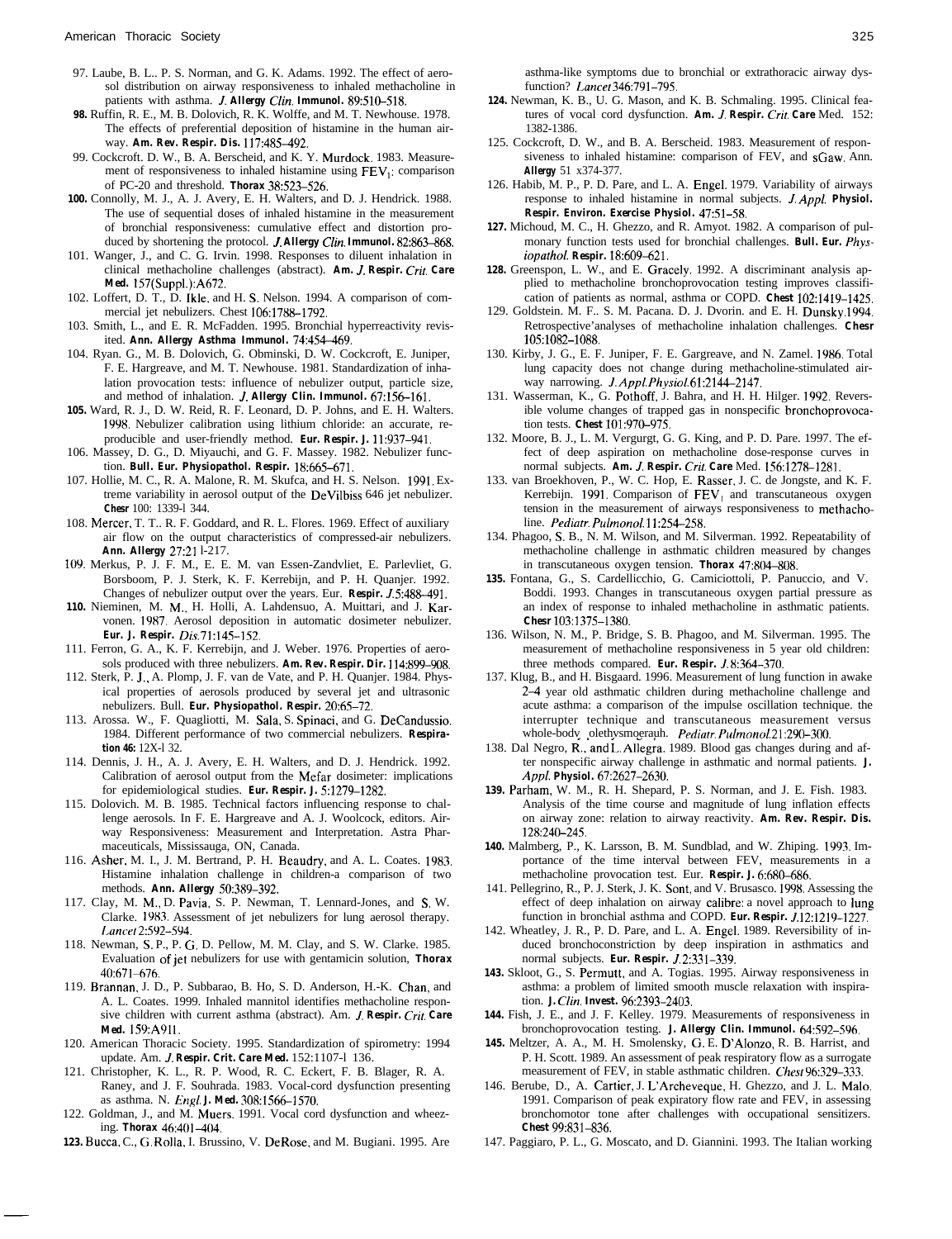97. Laube, B. L.. P. S. Norman, and G. K. Adams. 1992. The effect of aerosol distribution on airway responsiveness to inhaled methacholine in patients with asthma. *J. Allergy Clin. Immunol.* 89:510–518.

98. Ruffin, R. E., M. B. Dolovich, R. K. Wolffe, and M. T. Newhouse. 1978. The effects of preferential deposition of histamine in the human airway. *Am. Rev. Respir. Dis.* 117:485–492.

99. Cockcroft. D. W., B. A. Berscheid, and K. Y. Murdock. 1983. Measurement of responsiveness to inhaled histamine using $FEV_1$: comparison of PC-20 and threshold. *Thorax* 38:523–526.

100. Connolly, M. J., A. J. Avery, E. H. Walters, and D. J. Hendrick. 1988. The use of sequential doses of inhaled histamine in the measurement of bronchial responsiveness: cumulative effect and distortion produced by shortening the protocol. *J. Allergy Clin. Immunol.* 82:863–868.

101. Wanger, J., and C. G. Irvin. 1998. Responses to diluent inhalation in clinical methacholine challenges (abstract). *Am. J. Respir. Crit. Care Med.* 157(Suppl.):A672.

102. Loffert, D. T., D. Ikle, and H. S. Nelson. 1994. A comparison of commercial jet nebulizers. Chest 106:1788–1792.

103. Smith, L., and E. R. McFadden. 1995. Bronchial hyperreactivity revisited. *Ann. Allergy Asthma Immunol.* 74:454–469.

104. Ryan. G., M. B. Dolovich, G. Obminski, D. W. Cockcroft, E. Juniper, F. E. Hargreave, and M. T. Newhouse. 1981. Standardization of inhalation provocation tests: influence of nebulizer output, particle size, and method of inhalation. *J. Allergy Clin. Immunol.* 67:156–161.

105. Ward, R. J., D. W. Reid, R. F. Leonard, D. P. Johns, and E. H. Walters. 1998. Nebulizer calibration using lithium chloride: an accurate, reproducible and user-friendly method. *Eur. Respir. J.* 11:937–941.

106. Massey, D. G., D. Miyauchi, and G. F. Massey. 1982. Nebulizer function. *Bull. Eur. Physiopathol. Respir.* 18:665–671.

107. Hollie, M. C., R. A. Malone, R. M. Skufca, and H. S. Nelson. 1991. Extreme variability in aerosol output of the DeVilbiss 646 jet nebulizer. *Chesr* 100: 1339-l 344.

108. Mercer, T. T.. R. F. Goddard, and R. L. Flores. 1969. Effect of auxiliary air flow on the output characteristics of compressed-air nebulizers. *Ann. Allergy* 27:21 l-217.

109. Merkus, P. J. F. M., E. E. M. van Essen-Zandvliet, E. Parlevliet, G. Borsboom, P. J. Sterk, K. F. Kerrebijn, and P. H. Quanjer. 1992. Changes of nebulizer output over the years. Eur. *Respir. J.* 5:488–491.

110. Nieminen, M. M., H. Holli, A. Lahdensuo, A. Muittari, and J. Karvonen. 1987. Aerosol deposition in automatic dosimeter nebulizer. *Eur. J. Respir. Dis.* 71:145–152.

111. Ferron, G. A., K. F. Kerrebijn, and J. Weber. 1976. Properties of aerosols produced with three nebulizers. *Am. Rev. Respir. Dir.* 114:899–908.

112. Sterk, P. J., A. Plomp, J. F. van de Vate, and P. H. Quanjer. 1984. Physical properties of aerosols produced by several jet and ultrasonic nebulizers. Bull. *Eur. Physiopathol. Respir.* 20:65–72.

113. Arossa. W., F. Quagliotti, M. Sala, S. Spinaci, and G. DeCandussio. 1984. Different performance of two commercial nebulizers. *Respiration 46:* 12X-l 32.

114. Dennis, J. H., A. J. Avery, E. H. Walters, and D. J. Hendrick. 1992. Calibration of aerosol output from the Mefar dosimeter: implications for epidemiological studies. *Eur. Respir. J.* 5:1279–1282.

115. Dolovich. M. B. 1985. Technical factors influencing response to challenge aerosols. In F. E. Hargreave and A. J. Woolcock, editors. Airway Responsiveness: Measurement and Interpretation. Astra Pharmaceuticals, Mississauga, ON, Canada.

116. Asher, M. I., J. M. Bertrand, P. H. Beaudry, and A. L. Coates. 1983. Histamine inhalation challenge in children-a comparison of two methods. *Ann. Allergy* 50:389–392.

117. Clay, M. M., D. Pavia, S. P. Newman, T. Lennard-Jones, and S. W. Clarke. 1983. Assessment of jet nebulizers for lung aerosol therapy. *Lancet* 2:592–594.

118. Newman, S. P., P. G. D. Pellow, M. M. Clay, and S. W. Clarke. 1985. Evaluation of jet nebulizers for use with gentamicin solution, *Thorax* 40:671–676.

119. Brannan, J. D., P. Subbarao, B. Ho, S. D. Anderson, H.-K. Chan, and A. L. Coates. 1999. Inhaled mannitol identifies methacholine responsive children with current asthma (abstract). Am. *J. Respir. Crit. Care Med.* 159:A911.

120. American Thoracic Society. 1995. Standardization of spirometry: 1994 update. Am. *J. Respir. Crit. Care Med.* 152:1107-l 136.

121. Christopher, K. L., R. P. Wood, R. C. Eckert, F. B. Blager, R. A. Raney, and J. F. Souhrada. 1983. Vocal-cord dysfunction presenting as asthma. N. *Engl. J. Med.* 308:1566–1570.

122. Goldman, J., and M. Muers. 1991. Vocal cord dysfunction and wheezing. *Thorax* 46:401–404.

123. Bucca, C., G. Rolla, I. Brussino, V. DeRose, and M. Bugiani. 1995. Are asthma-like symptoms due to bronchial or extrathoracic airway dysfunction? *Lancet* 346:791–795.

124. Newman, K. B., U. G. Mason, and K. B. Schmaling. 1995. Clinical features of vocal cord dysfunction. *Am. J. Respir. Crit. Care* Med. 152: 1382-1386.

125. Cockcroft, D. W., and B. A. Berscheid. 1983. Measurement of responsiveness to inhaled histamine: comparison of FEV, and sGaw. Ann. *Allergy* 51 x374-377.

126. Habib, M. P., P. D. Pare, and L. A. Engel. 1979. Variability of airways response to inhaled histamine in normal subjects. *J. Appl. Physiol. Respir. Environ. Exercise Physiol.* 47:51–58.

127. Michoud, M. C., H. Ghezzo, and R. Amyot. 1982. A comparison of pulmonary function tests used for bronchial challenges. *Bull. Eur. Physiopathol. Respir.* 18:609–621.

128. Greenspon, L. W., and E. Gracely. 1992. A discriminant analysis applied to methacholine bronchoprovocation testing improves classification of patients as normal, asthma or COPD. *Chest* 102:1419–1425.

129. Goldstein. M. F.. S. M. Pacana. D. J. Dvorin. and E. H. Dunsky.1994. Retrospective'analyses of methacholine inhalation challenges. *Chesr* 105:1082–1088.

130. Kirby, J. G., E. F. Juniper, F. E. Gargreave, and N. Zamel. 1986. Total lung capacity does not change during methacholine-stimulated airway narrowing. *J. Appl. Physiol.* 61:2144–2147.

131. Wasserman, K., G. Pothoff, J. Bahra, and H. H. Hilger. 1992. Reversible volume changes of trapped gas in nonspecific bronchoprovocation tests. *Chest* 101:970–975.

132. Moore, B. J., L. M. Vergurgt, G. G. King, and P. D. Pare. 1997. The effect of deep aspiration on methacholine dose-response curves in normal subjects. *Am. J. Respir. Crit. Care* Med. 156:1278–1281.

133. van Broekhoven, P., W. C. Hop, E. Rasser, J. C. de Jongste, and K. F. Kerrebijn. 1991. Comparison of $FEV_1$ and transcutaneous oxygen tension in the measurement of airways responsiveness to methacholine. *Pediatr. Pulmonol.* 11:254–258.

134. Phagoo, S. B., N. M. Wilson, and M. Silverman. 1992. Repeatability of methacholine challenge in asthmatic children measured by changes in transcutaneous oxygen tension. *Thorax* 47:804–808.

135. Fontana, G., S. Cardellicchio, G. Camiciottoli, P. Panuccio, and V. Boddi. 1993. Changes in transcutaneous oxygen partial pressure as an index of response to inhaled methacholine in asthmatic patients. *Chesr* 103:1375–1380.

136. Wilson, N. M., P. Bridge, S. B. Phagoo, and M. Silverman. 1995. The measurement of methacholine responsiveness in 5 year old children: three methods compared. *Eur. Respir. J.* 8:364–370.

137. Klug, B., and H. Bisgaard. 1996. Measurement of lung function in awake 2–4 year old asthmatic children during methacholine challenge and acute asthma: a comparison of the impulse oscillation technique. the interrupter technique and transcutaneous measurement versus whole-body plethysmograph. *Pediatr. Pulmonol.* 21:290–300.

138. Dal Negro, R., and L. Allegra. 1989. Blood gas changes during and after nonspecific airway challenge in asthmatic and normal patients. *J. Appl. Physiol.* 67:2627–2630.

139. Parham, W. M., R. H. Shepard, P. S. Norman, and J. E. Fish. 1983. Analysis of the time course and magnitude of lung inflation effects on airway zone: relation to airway reactivity. *Am. Rev. Respir. Dis.* 128:240–245.

140. Malmberg, P., K. Larsson, B. M. Sundblad, and W. Zhiping. 1993. Importance of the time interval between FEV, measurements in a methacholine provocation test. Eur. *Respir. J.* 6:680–686.

141. Pellegrino, R., P. J. Sterk, J. K. Sont, and V. Brusasco. 1998. Assessing the effect of deep inhalation on airway calibre: a novel approach to lung function in bronchial asthma and COPD. *Eur. Respir. J.* 12:1219–1227.

142. Wheatley, J. R., P. D. Pare, and L. A. Engel. 1989. Reversibility of induced bronchoconstriction by deep inspiration in asthmatics and normal subjects. *Eur. Respir. J.* 2:331–339.

143. Skloot, G., S. Permutt, and A. Togias. 1995. Airway responsiveness in asthma: a problem of limited smooth muscle relaxation with inspiration. *J. Clin. Invest.* 96:2393–2403.

144. Fish, J. E., and J. F. Kelley. 1979. Measurements of responsiveness in bronchoprovocation testing. *J. Allergy Clin. Immunol.* 64:592–596.

145. Meltzer, A. A., M. H. Smolensky, G. E. D'Alonzo, R. B. Harrist, and P. H. Scott. 1989. An assessment of peak respiratory flow as a surrogate measurement of FEV, in stable asthmatic children. *Chest* 96:329–333.

146. Berube, D., A. Cartier, J. L'Archeveque, H. Ghezzo, and J. L. Malo. 1991. Comparison of peak expiratory flow rate and FEV, in assessing bronchomotor tone after challenges with occupational sensitizers. *Chest* 99:831–836.

147. Paggiaro, P. L., G. Moscato, and D. Giannini. 1993. The Italian working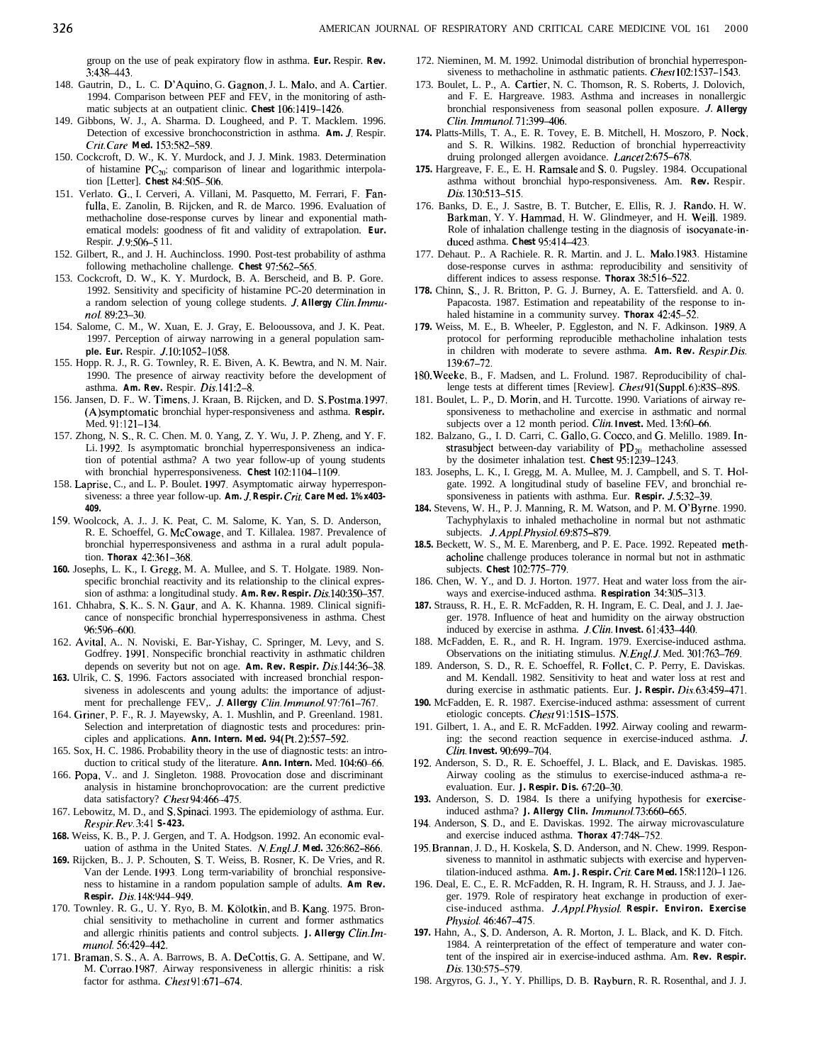group on the use of peak expiratory flow in asthma. **Eur.** Respir. **Rev.** 3:438–443.

148. Gautrin, D., L. C. D'Aquino, G. Gagnon, J. L. Malo, and A. Cartier. 1994. Comparison between PEF and FEV, in the monitoring of asthmatic subjects at an outpatient clinic. **Chest** 106:1419–1426.
149. Gibbons, W. J., A. Sharma. D. Lougheed, and P. T. Macklem. 1996. Detection of excessive bronchoconstriction in asthma. **Am.** *J.* Respir. *Crit. Care* **Med.** 153:582–589.
150. Cockcroft, D. W., K. Y. Murdock, and J. J. Mink. 1983. Determination of histamine $PC_{20}$: comparison of linear and logarithmic interpolation [Letter]. **Chest** 84:505–506.
151. Verlato. G., I. Cerveri, A. Villani, M. Pasquetto, M. Ferrari, F. Fanfulla, E. Zanolin, B. Rijcken, and R. de Marco. 1996. Evaluation of methacholine dose-response curves by linear and exponential mathematical models: goodness of fit and validity of extrapolation. **Eur.** Respir. *J.* 9:506–5 11.
152. Gilbert, R., and J. H. Auchincloss. 1990. Post-test probability of asthma following methacholine challenge. **Chest** 97:562–565.
153. Cockcroft, D. W., K. Y. Murdock, B. A. Berscheid, and B. P. Gore. 1992. Sensitivity and specificity of histamine PC-20 determination in a random selection of young college students. *J.* **Allergy** *Clin. Immunol.* 89:23–30.
154. Salome, C. M., W. Xuan, E. J. Gray, E. Belooussova, and J. K. Peat. 1997. Perception of airway narrowing in a general population sample. **Eur.** Respir. *J.* 10:1052–1058.
155. Hopp. R. J., R. G. Townley, R. E. Biven, A. K. Bewtra, and N. M. Nair. 1990. The presence of airway reactivity before the development of asthma. **Am. Rev.** Respir. *Dis.* 141:2–8.
156. Jansen, D. F.. W. Timens, J. Kraan, B. Rijcken, and D. S. Postma. 1997. (A)symptomatic bronchial hyper-responsiveness and asthma. **Respir.** Med. 91:121–134.
157. Zhong, N. S., R. C. Chen. M. 0. Yang, Z. Y. Wu, J. P. Zheng, and Y. F. Li. 1992. Is asymptomatic bronchial hyperresponsiveness an indication of potential asthma? A two year follow-up of young students with bronchial hyperresponsiveness. **Chest** 102:1104–1109.
158. Laprise, C., and L. P. Boulet. 1997. Asymptomatic airway hyperresponsiveness: a three year follow-up. **Am.** *J.* **Respir.** *Crit.* **Care Med. 1%x403-409.**
159. Woolcock, A. J.. J. K. Peat, C. M. Salome, K. Yan, S. D. Anderson, R. E. Schoeffel, G. McCowage, and T. Killalea. 1987. Prevalence of bronchial hyperresponsiveness and asthma in a rural adult population. **Thorax** 42:361–368.
160. Josephs, L. K., I. Gregg, M. A. Mullee, and S. T. Holgate. 1989. Nonspecific bronchial reactivity and its relationship to the clinical expression of asthma: a longitudinal study. **Am. Rev. Respir.** *Dis.* 140:350–357.
161. Chhabra, S. K.. S. N. Gaur, and A. K. Khanna. 1989. Clinical significance of nonspecific bronchial hyperresponsiveness in asthma. Chest 96:596–600.
162. Avital, A.. N. Noviski, E. Bar-Yishay, C. Springer, M. Levy, and S. Godfrey. 1991. Nonspecific bronchial reactivity in asthmatic children depends on severity but not on age. **Am. Rev. Respir.** *Dis.* 144:36–38.
163. Ulrik, C. S. 1996. Factors associated with increased bronchial responsiveness in adolescents and young adults: the importance of adjustment for prechallenge FEV,. *J.* **Allergy** *Clin. Immunol.* 97:761–767.
164. Griner, P. F., R. J. Mayewsky, A. 1. Mushlin, and P. Greenland. 1981. Selection and interpretation of diagnostic tests and procedures: principles and applications. **Ann. Intern. Med.** 94(Pt. 2):557–592.
165. Sox, H. C. 1986. Probability theory in the use of diagnostic tests: an introduction to critical study of the literature. **Ann. Intern.** Med. 104:60–66.
166. Popa, V.. and J. Singleton. 1988. Provocation dose and discriminant analysis in histamine bronchoprovocation: are the current predictive data satisfactory? *Chest* 94:466–475.
167. Lebowitz, M. D., and S. Spinaci. 1993. The epidemiology of asthma. Eur. *Respir. Rev.* 3:41 **S-423.**
168. Weiss, K. B., P. J. Gergen, and T. A. Hodgson. 1992. An economic evaluation of asthma in the United States. *N. Engl. J.* **Med.** 326:862–866.
169. Rijcken, B.. J. P. Schouten, S. T. Weiss, B. Rosner, K. De Vries, and R. Van der Lende. 1993. Long term-variability of bronchial responsiveness to histamine in a random population sample of adults. **Am Rev. Respir.** *Dis.* 148:944–949.
170. Townley. R. G., U. Y. Ryo, B. M. Kölotkin, and B. Kang. 1975. Bronchial sensitivity to methacholine in current and former asthmatics and allergic rhinitis patients and control subjects. **J. Allergy** *Clin. Immunol.* 56:429–442.
171. Braman, S. S., A. A. Barrows, B. A. DeCottis, G. A. Settipane, and W. M. Corrao. 1987. Airway responsiveness in allergic rhinitis: a risk factor for asthma. *Chest* 91:671–674.
172. Nieminen, M. M. 1992. Unimodal distribution of bronchial hyperresponsiveness to methacholine in asthmatic patients. *Chest* 102:1537–1543.
173. Boulet, L. P., A. Cartier, N. C. Thomson, R. S. Roberts, J. Dolovich, and F. E. Hargreave. 1983. Asthma and increases in nonallergic bronchial responsiveness from seasonal pollen exposure. *J.* **Allergy** *Clin. Immunol.* 71:399–406.
174. Platts-Mills, T. A., E. R. Tovey, E. B. Mitchell, H. Moszoro, P. Nock, and S. R. Wilkins. 1982. Reduction of bronchial hyperreactivity druing prolonged allergen avoidance. *Lancet* 2:675–678.
175. Hargreave, F. E., E. H. Ramsale and S. 0. Pugsley. 1984. Occupational asthma without bronchial hypo-responsiveness. Am. **Rev.** Respir. *Dis.* 130:513–515.
176. Banks, D. E., J. Sastre, B. T. Butcher, E. Ellis, R. J. Rando, H. W. Barkman, Y. Y. Hammad, H. W. Glindmeyer, and H. Weill. 1989. Role of inhalation challenge testing in the diagnosis of isocyanate-induced asthma. **Chest** 95:414–423.
177. Dehaut. P.. A Rachiele. R. R. Martin. and J. L. Malo. 1983. Histamine dose-response curves in asthma: reproducibility and sensitivity of different indices to assess response. **Thorax** 38:516–522.
178. Chinn, S., J. R. Britton, P. G. J. Burney, A. E. Tattersfield. and A. 0. Papacosta. 1987. Estimation and repeatability of the response to inhaled histamine in a community survey. **Thorax** 42:45–52.
179. Weiss, M. E., B. Wheeler, P. Eggleston, and N. F. Adkinson. 1989. A protocol for performing reproducible methacholine inhalation tests in children with moderate to severe asthma. **Am. Rev.** *Respir. Dis.* 139:67–72.
180. Weeke, B., F. Madsen, and L. Frolund. 1987. Reproducibility of challenge tests at different times [Review]. *Chest* 91(Suppl. 6):83S–89S.
181. Boulet, L. P., D. Morin, and H. Turcotte. 1990. Variations of airway responsiveness to methacholine and exercise in asthmatic and normal subjects over a 12 month period. *Clin.* **Invest.** Med. 13:60–66.
182. Balzano, G., I. D. Carri, C. Gallo, G. Cocco, and G. Melillo. 1989. Instrasubject between-day variability of $PD_{20}$ methacholine assessed by the dosimeter inhalation test. **Chest** 95:1239–1243.
183. Josephs, L. K., I. Gregg, M. A. Mullee, M. J. Campbell, and S. T. Holgate. 1992. A longitudinal study of baseline FEV, and bronchial responsiveness in patients with asthma. Eur. **Respir.** *J.* 5:32–39.
184. Stevens, W. H., P. J. Manning, R. M. Watson, and P. M. O'Byrne. 1990. Tachyphylaxis to inhaled methacholine in normal but not asthmatic subjects. *J. Appl. Physiol.* 69:875–879.
185. Beckett, W. S., M. E. Marenberg, and P. E. Pace. 1992. Repeated methacholine challenge produces tolerance in normal but not in asthmatic subjects. **Chest** 102:775–779.
186. Chen, W. Y., and D. J. Horton. 1977. Heat and water loss from the airways and exercise-induced asthma. **Respiration** 34:305–313.
187. Strauss, R. H., E. R. McFadden, R. H. Ingram, E. C. Deal, and J. J. Jaeger. 1978. Influence of heat and humidity on the airway obstruction induced by exercise in asthma. *J. Clin.* **Invest.** 61:433–440.
188. McFadden, E. R., and R. H. Ingram. 1979. Exercise-induced asthma. Observations on the initiating stimulus. *N. Engl. J.* Med. 301:763–769.
189. Anderson, S. D., R. E. Schoeffel, R. Follet, C. P. Perry, E. Daviskas. and M. Kendall. 1982. Sensitivity to heat and water loss at rest and during exercise in asthmatic patients. Eur. **J. Respir.** *Dis.* 63:459–471.
190. McFadden, E. R. 1987. Exercise-induced asthma: assessment of current etiologic concepts. *Chest* 91:151S–157S.
191. Gilbert, 1. A., and E. R. McFadden. 1992. Airway cooling and rewarming: the second reaction sequence in exercise-induced asthma. *J. Clin.* **Invest.** 90:699–704.
192. Anderson, S. D., R. E. Schoeffel, J. L. Black, and E. Daviskas. 1985. Airway cooling as the stimulus to exercise-induced asthma-a reevaluation. Eur. **J. Respir. Dis.** 67:20–30.
193. Anderson, S. D. 1984. Is there a unifying hypothesis for exercise-induced asthma? **J. Allergy Clin.** *Immunol.* 73:660–665.
194. Anderson, S. D., and E. Daviskas. 1992. The airway microvasculature and exercise induced asthma. **Thorax** 47:748–752.
195. Brannan, J. D., H. Koskela, S. D. Anderson, and N. Chew. 1999. Responsiveness to mannitol in asthmatic subjects with exercise and hyperventilation-induced asthma. **Am. J. Respir.** *Crit.* **Care Med.** 158:1120–1 126.
196. Deal, E. C., E. R. McFadden, R. H. Ingram, R. H. Strauss, and J. J. Jaeger. 1979. Role of respiratory heat exchange in production of exercise-induced asthma. *J. Appl. Physiol.* **Respir. Environ. Exercise** *Physiol.* 46:467–475.
197. Hahn, A., S. D. Anderson, A. R. Morton, J. L. Black, and K. D. Fitch. 1984. A reinterpretation of the effect of temperature and water content of the inspired air in exercise-induced asthma. Am. **Rev. Respir.** *Dis.* 130:575–579.
198. Argyros, G. J., Y. Y. Phillips, D. B. Rayburn, R. R. Rosenthal, and J. J.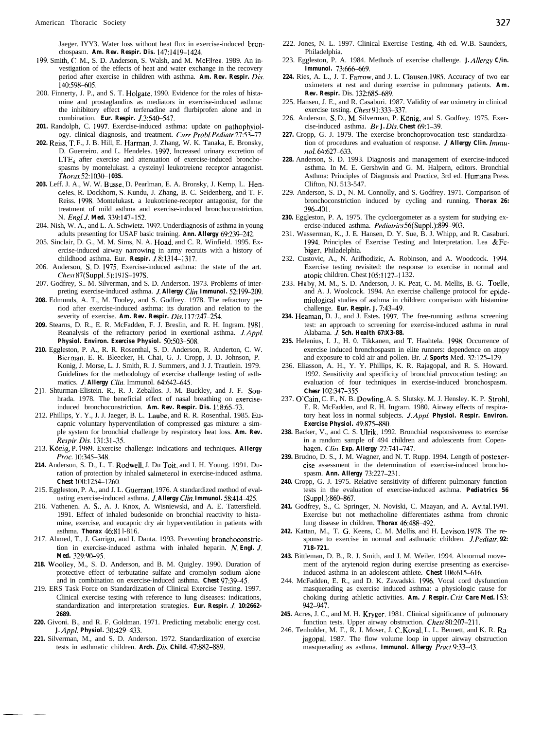Jaeger. IYY3. Water loss without heat flux in exercise-induced bronchospasm. **Am. Rev. Respir. Dis.** 147:1419–1424.

199. Smith, C. M., S. D. Anderson, S. Walsh, and M. McElrea. 1989. An investigation of the effects of heat and water exchange in the recovery period after exercise in children with asthma. **Am. Rev. Respir.** *Dis.* 140:598–605.

200. Finnerty, J. P., and S. T. Holgate. 1990. Evidence for the roles of histamine and prostaglandins as mediators in exercise-induced asthma: the inhibitory effect of terfenadine and flurbiprofen alone and in combination. **Eur. Respir.** *J.* 3:540–547.

**201.** Randolph, C. 1997. Exercise-induced asthma: update on pathophyiology. clinical diagnosis, and treatment. *Curr. Probl. Pediatr.* 27:53–77.

**202.** Reiss, T. F., J. B. Hill, E. Harman, J. Zhang, W. K. Tanaka, E. Bronsky, D. Guerreiro. and L. Hendeles. 1997. Increased urinary excretion of $LTE_4$ after exercise and attenuation of exercise-induced bronchospasms by montelukast. a cysteinyl leukotreiene receptor antagonist. *Thorax* 52:1030–1**035.**

**203.** Leff. J. A., W. W. Busse, D. Pearlman, E. A. Bronsky, J. Kemp, L. Hendeles, R. Dockhorn, S. Kundu, J. Zhang, B. C. Seidenberg, and T. F. Reiss. 1998. Montelukast. a leukotriene-receptor antagonist, for the treatment of mild asthma and exercise-induced bronchoconstriction. N. *Engl. J.* **Med.** 339:147–152.

204. Nish, W. A., and L. A. Schwietz. 1992. Underdiagnosis of asthma in young adults presenting for USAF basic training. **Ann. Allergy** 69:239–242.

205. Sinclair, D. G., M. M. Sims, N. A. Hoad, and C. R. Winfield. 1995. Exercise-induced airway narrowing in army recruits with a history of childhood asthma. Eur. **Respir.** *J.* 8:1314–1317.

206. Anderson, S. D. 1975. Exercise-induced asthma: the state of the art. *Chest* 87(Suppl. 5):191S–197S.

207. Godfrey, S.. M. Silverman, and S. D. Anderson. 1973. Problems of interpreting exercise-induced asthma. *J.* **Allergy** *Clin.* **Immunol.** 52:199–209.

**208.** Edmunds, A. T., M. Tooley, and S. Godfrey. 1978. The refractory period after exercise-induced asthma: its duration and relation to the severity of exercise. **Am. Rev. Respir.** *Dis.* 117:247–254.

**209.** Stearns, D. R., E. R. McFadden, F. J. Breslin, and R. H. Ingram. 1981. Reanalysis of the refractory period in exertional asthma. *J. Appl.* **Physiol. Environ. Exercise Physiol.** 50:503–508.

**210.** Eggleston, P. A., R. R. Rosenthal, S. D. Anderson, R. Anderton, C. W. Bierman, E. R. Bleecker, H. Chai, G. J. Cropp, J. D. Johnson, P. Konig, J. Morse, L. J. Smith, R. J. Summers, and J. J. Trautlein. 1979. Guidelines for the methodology of exercise challenge testing of asthmatics. *J.* **Allergy** *Clin.* Immunol. 64:642–645.

211. Shturman-Elistein. R., R. J. Zeballos. J. M. Buckley, and J. F. Souhrada. 1978. The beneficial effect of nasal breathing on exercise-induced bronchoconstriction. **Am. Rev. Respir. Dis.** 118:65–73.

212. Phillips, Y. Y., J. J. Jaeger, B. L. Laubc, and R. R. Rosenthal. 1985. Eucapnic voluntary hyperventilation of compressed gas mixture: a simple system for bronchial challenge by respiratory heat loss. **Am. Rev.** *Respir. Dis.* 131:31–35.

213. König, P. 1989. Exercise challenge: indications and techniques. **Allergy** *Proc.* 10:345–348.

**214.** Anderson, S. D., L. T. Rodwell, J. Du Toit, and I. H. Young. 1991. Duration of protection by inhaled salmeterol in exercise-induced asthma. **Chest** 100:1254–1260.

215. Eggleston, P. A., and J. L. Guerrant. 1976. A standardized method of evaluating exercise-induced asthma. *J.* **Allergy** *Clin.* **Immunol.** 58:414–425.

216. Vathenen. A. S., A. J. Knox, A. Wisniewski, and A. E. Tattersfield. 1991. Effect of inhaled budesonide on bronchial reactivity to histamine, exercise, and eucapnic dry air hyperventilation in patients with asthma. **Thorax** 46:81 l-816.

217. Ahmed, T., J. Garrigo, and I. Danta. 1993. Preventing bronchoconstriction in exercise-induced asthma with inhaled heparin. *N.* **Engl.** *J.* **Med.** 329:90–95.

**218.** Woolley, M., S. D. Anderson, and B. M. Quigley. 1990. Duration of protective effect of terbutatine sulfate and cromolyn sodium alone and in combination on exercise-induced asthma. **Chest** 97:39–45.

219. ERS Task Force on Standardization of Clinical Exercise Testing. 1997. Clinical exercise testing with reference to lung diseases: indications, standardization and interpretation strategies. **Eur. Respir.** *J.* **10:2662-2689.**

**220.** Givoni. B., and R. F. Goldman. 1971. Predicting metabolic energy cost. **J.** *Appl.* **Physiol.** 30:429–433.

**221.** Silverman, M., and S. D. Anderson. 1972. Standardization of exercise tests in asthmatic children. **Arch.** *Dis.* **Child.** 47:882–889.

222. Jones, N. L. 1997. Clinical Exercise Testing, 4th ed. W.B. Saunders, Philadelphia.

223. Eggleston, P. A. 1984. Methods of exercise challenge. **J.** *Allergy* **C/in. Immunol.** 73:666–669.

**224.** Ries, A. L., J. T. Farrow, and J. L. Clausen. 1985. Accuracy of two ear oximeters at rest and during exercise in pulmonary patients. **Am. Rev. Respir.** Dis. 132:685–689.

225. Hansen, J. E., and R. Casaburi. 1987. Validity of ear oximetry in clinical exercise testing. *Chest* 91:333–337.

226. Anderson, S. D., M. Silverman, P. König, and S. Godfrey. 1975. Exercise-induced asthma. *Br.* **J.** *Dis.* **Chest** 69:1–39.

**227.** Cropp, G. J. 1979. The exercise bronchoprovocation test: standardization of procedures and evaluation of response. *J.* **Allergy Clin.** *Immunol.* 64:627–633.

**228.** Anderson, S. D. 1993. Diagnosis and management of exercise-induced asthma. In M. E. Gershwin and G. M. Halpern, editors. Bronchial Asthma: Principles of Diagnosis and Practice, 3rd ed. Humana Press. Clifton, NJ. 513-547.

229. Anderson, S. D., N. M. Connolly, and S. Godfrey. 1971. Comparison of bronchoconstriction induced by cycling and running. **Thorax 26:** 396–401.

**230.** Eggleston, P. A. 1975. The cycloergometer as a system for studying exercise-induced asthma. *Pediatrics* 56(Suppl.):899–903.

231. Wasserman, K., J. E. Hansen, D. Y. Sue, B. J. Whipp, and R. Casaburi. 1994. Principles of Exercise Testing and Interpretation. Lea & Febiger, Philadelphia.

232. Custovic, A., N. Arifhodizic, A. Robinson, and A. Woodcock. 1994. Exercise testing revisited: the response to exercise in normal and atopic children. Chest 105:1127–1132.

233. Haby, M. M., S. D. Anderson, J. K. Peat, C. M. Mellis, B. G. Toelle, and A. J. Woolcock. 1994. An exercise challenge protocol for epidemiological studies of asthma in children: comparison with histamine challenge. **Eur. Respir. J.** 7:43–49.

**234.** Heaman, D. J., and J. Estes. 1997. The free-running asthma screening test: an approach to screening for exercise-induced asthma in rural Alabama. *J.* **Sch. Health 67:X3-88.**

**235.** Helenius, I. J., H. 0. Tikkanen, and T. Haahtela. 1998. Occurrence of exercise induced bronchospasm in elite runners: dependence on atopy and exposure to cold air and pollen. Br. *J.* **Sports** Med. 32:125–129.

236. Eliasson, A. H., Y. Y. Phillips, K. R. Rajagopal, and R. S. Howard. 1992. Sensitivity and specificity of bronchial provocation testing: an evaluation of four techniques in exercise-induced bronchospasm. **Chesr** 102:347–355.

237. O'Cain, C. F., N. B. Dowling, A. S. Slutsky. M. J. Hensley. K. P. Strohl, E. R. McFadden, and R. H. Ingram. 1980. Airway effects of respiratory heat loss in normal subjects. *J. Appl.* **Physiol. Respir. Environ. Exercise Physiol.** 49:875–880.

**238.** Backer, V., and C. S. Ulrik. 1992. Bronchial responsiveness to exercise in a random sample of 494 children and adolescents from Copenhagen. *Clin.* **Exp. Allergy** 22:741–747.

**239.** Brudno, D. S., J. M. Wagner, and N. T. Rupp. 1994. Length of postexercise assessment in the determination of exercise-induced bronchospasm. **Ann. Allergy** 73:227–231.

**240.** Cropp, G. J. 1975. Relative sensitivity of different pulmonary function tests in the evaluation of exercise-induced asthma. **Pediatrics 56** (Suppl.):860–867.

**241.** Godfrey, S., C. Springer, N. Noviski, C. Maayan, and A. Avital. 1991. Exercise but not methacholine differentiates asthma from chronic lung disease in children. **Thorax** 46:488–492.

**242.** Kattan, M., T. G. Keens, C. M. Mellis, and H. Levison. 1978. The response to exercise in normal and asthmatic children. *J. Pediatr.* **92: 718-721.**

**243.** Bittleman, D. B., R. J. Smith, and J. M. Weiler. 1994. Abnormal movement of the arytenoid region during exercise presenting as exercise-induced asthma in an adolescent athlete. **Chest** 106:615–616.

244. McFadden, E. R., and D. K. Zawadski. 1996. Vocal cord dysfunction masquerading as exercise induced asthma: a physiologic cause for choking during athletic activities. **Am.** *J.* **Respir.** *Crit.* **Care Med.** 153: 942–947.

**245.** Acres, J. C., and M. H. Kryger. 1981. Clinical significance of pulmonary function tests. Upper airway obstruction. *Chest* 80:207–211.

246. Tenholder, M. F., R. J. Moser, J. C. Koval, L. L. Bennett, and K. R. Rajagopal. 1987. The flow volume loop in upper airway obstruction masquerading as asthma. **Immunol. Allergy** *Pract.* 9:33–43.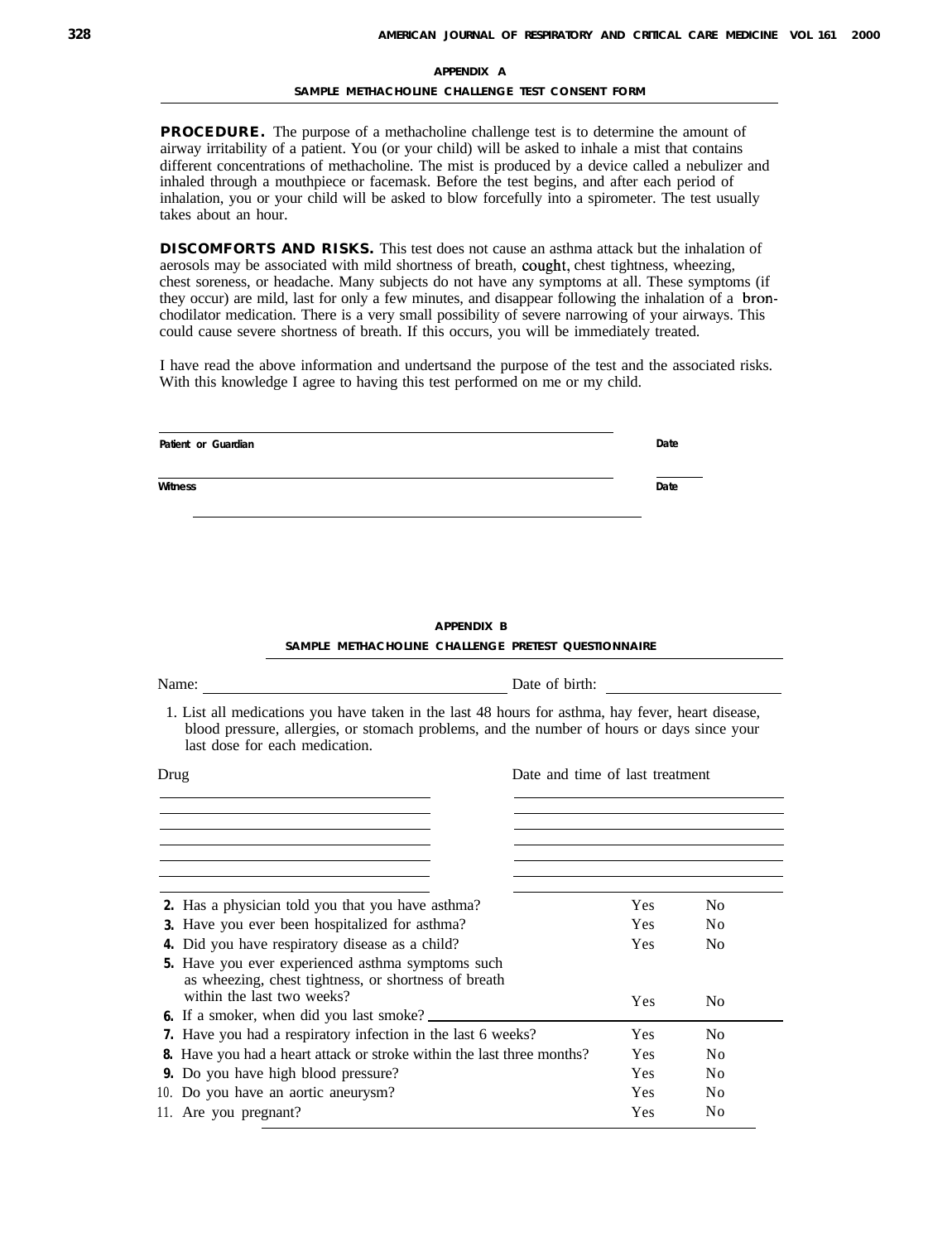## APPENDIX A

### SAMPLE METHACHOLINE CHALLENGE TEST CONSENT FORM

**PROCEDURE.** The purpose of a methacholine challenge test is to determine the amount of airway irritability of a patient. You (or your child) will be asked to inhale a mist that contains different concentrations of methacholine. The mist is produced by a device called a nebulizer and inhaled through a mouthpiece or facemask. Before the test begins, and after each period of inhalation, you or your child will be asked to blow forcefully into a spirometer. The test usually takes about an hour.

**DISCOMFORTS AND RISKS.** This test does not cause an asthma attack but the inhalation of aerosols may be associated with mild shortness of breath, cought, chest tightness, wheezing, chest soreness, or headache. Many subjects do not have any symptoms at all. These symptoms (if they occur) are mild, last for only a few minutes, and disappear following the inhalation of a bronchodilator medication. There is a very small possibility of severe narrowing of your airways. This could cause severe shortness of breath. If this occurs, you will be immediately treated.

I have read the above information and undertsand the purpose of the test and the associated risks. With this knowledge I agree to having this test performed on me or my child.

______________________________________________ ________

**Patient or Guardian** **Date**

______________________________________________ ________

**Witness** **Date**

## APPENDIX B

### SAMPLE METHACHOLINE CHALLENGE PRETEST QUESTIONNAIRE

Name: ______________________________ Date of birth: ____________________

1. List all medications you have taken in the last 48 hours for asthma, hay fever, heart disease, blood pressure, allergies, or stomach problems, and the number of hours or days since your last dose for each medication.

| Drug | Date and time of last treatment |
|---|---|
| | |
| | |
| | |
| | |
| | |
| | |

| | | |
|---|---|---|
| **2.** Has a physician told you that you have asthma? | Yes | No |
| **3.** Have you ever been hospitalized for asthma? | Yes | No |
| **4.** Did you have respiratory disease as a child? | Yes | No |
| **5.** Have you ever experienced asthma symptoms such as wheezing, chest tightness, or shortness of breath within the last two weeks? | Yes | No |
| **6.** If a smoker, when did you last smoke? ____________ | | |
| **7.** Have you had a respiratory infection in the last 6 weeks? | Yes | No |
| **8.** Have you had a heart attack or stroke within the last three months? | Yes | No |
| **9.** Do you have high blood pressure? | Yes | No |
| 10. Do you have an aortic aneurysm? | Yes | No |
| 11. Are you pregnant? | Yes | No |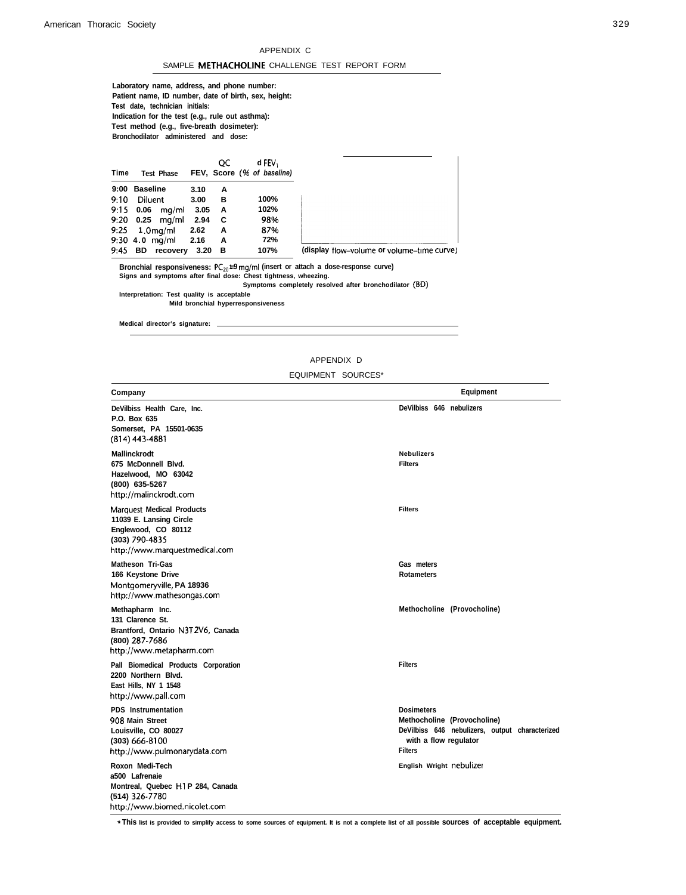## APPENDIX C

### SAMPLE METHACHOLINE CHALLENGE TEST REPORT FORM

**Laboratory name, address, and phone number:**
**Patient name, ID number, date of birth, sex, height:**
**Test date, technician initials:**
**Indication for the test (e.g., rule out asthma):**
**Test method (e.g., five-breath dosimeter):**
**Bronchodilator administered and dose:**

| Time | Test Phase | $FEV_1$ | QC Score | d $FEV_1$ (% of baseline) |
|---|---|---|---|---|
| 9:00 | Baseline | 3.10 | A | |
| 9:10 | Diluent | 3.00 | B | 100% |
| 9:15 | 0.06 mg/ml | 3.05 | A | 102% |
| 9:20 | 0.25 mg/ml | 2.94 | C | 98% |
| 9:25 | 1.0 mg/ml | 2.62 | A | 87% |
| 9:30 | 4.0 mg/ml | 2.16 | A | 72% |
| 9:45 | BD recovery | 3.20 | B | 107% |

(display flow–volume or volume–time curve)

**Bronchial responsiveness: $PC_{20}$ = 9 mg/ml (insert or attach a dose-response curve)**
**Signs and symptoms after final dose: Chest tightness, wheezing.**
**Symptoms completely resolved after bronchodilator (BD)**
**Interpretation: Test quality is acceptable**
**Mild bronchial hyperresponsiveness**

**Medical director's signature:** ______________________

## APPENDIX D

### EQUIPMENT SOURCES*

| Company | Equipment |
|---|---|
| DeVilbiss Health Care, Inc.<br>P.O. Box 635<br>Somerset, PA 15501-0635<br>(814) 443-4881 | DeVilbiss 646 nebulizers |
| Mallinckrodt<br>675 McDonnell Blvd.<br>Hazelwood, MO 63042<br>(800) 635-5267<br>http://malinckrodt.com | Nebulizers<br>Filters |
| Marquest Medical Products<br>11039 E. Lansing Circle<br>Englewood, CO 80112<br>(303) 790-4835<br>http://www.marquestmedical.com | Filters |
| Matheson Tri-Gas<br>166 Keystone Drive<br>Montgomeryville, PA 18936<br>http://www.mathesongas.com | Gas meters<br>Rotameters |
| Methapharm Inc.<br>131 Clarence St.<br>Brantford, Ontario N3T 2V6, Canada<br>(800) 287-7686<br>http://www.metapharm.com | Methocholine (Provocholine) |
| Pall Biomedical Products Corporation<br>2200 Northern Blvd.<br>East Hills, NY 1 1548<br>http://www.pall.com | Filters |
| PDS Instrumentation<br>908 Main Street<br>Louisville, CO 80027<br>(303) 666-8100<br>http://www.pulmonarydata.com | Dosimeters<br>Methocholine (Provocholine)<br>DeVilbiss 646 nebulizers, output characterized with a flow regulator<br>Filters |
| Roxon Medi-Tech<br>a500 Lafrenaie<br>Montreal, Quebec H1P 284, Canada<br>(514) 326-7780<br>http://www.biomed.nicolet.com | English Wright nebulizer |

\* This list is provided to simplify access to some sources of equipment. It is not a complete list of all possible sources of acceptable equipment.